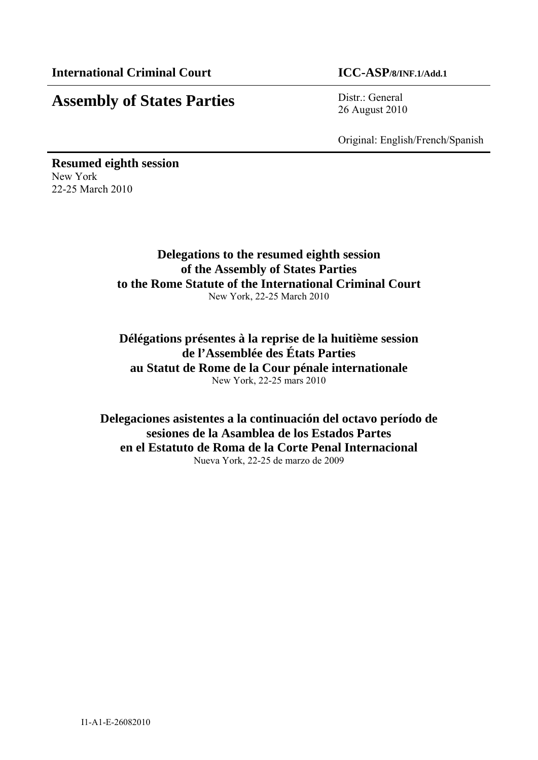**International Criminal Court** **ICC-ASP/8/INF.1/Add.1**

# Assembly of States Parties

Distr.: General
26 August 2010

Original: English/French/Spanish

**Resumed eighth session**
New York
22-25 March 2010

## Delegations to the resumed eighth session of the Assembly of States Parties to the Rome Statute of the International Criminal Court

New York, 22-25 March 2010

## Délégations présentes à la reprise de la huitième session de l'Assemblée des États Parties au Statut de Rome de la Cour pénale internationale

New York, 22-25 mars 2010

## Delegaciones asistentes a la continuación del octavo período de sesiones de la Asamblea de los Estados Partes en el Estatuto de Roma de la Corte Penal Internacional

Nueva York, 22-25 de marzo de 2009

I1-A1-E-26082010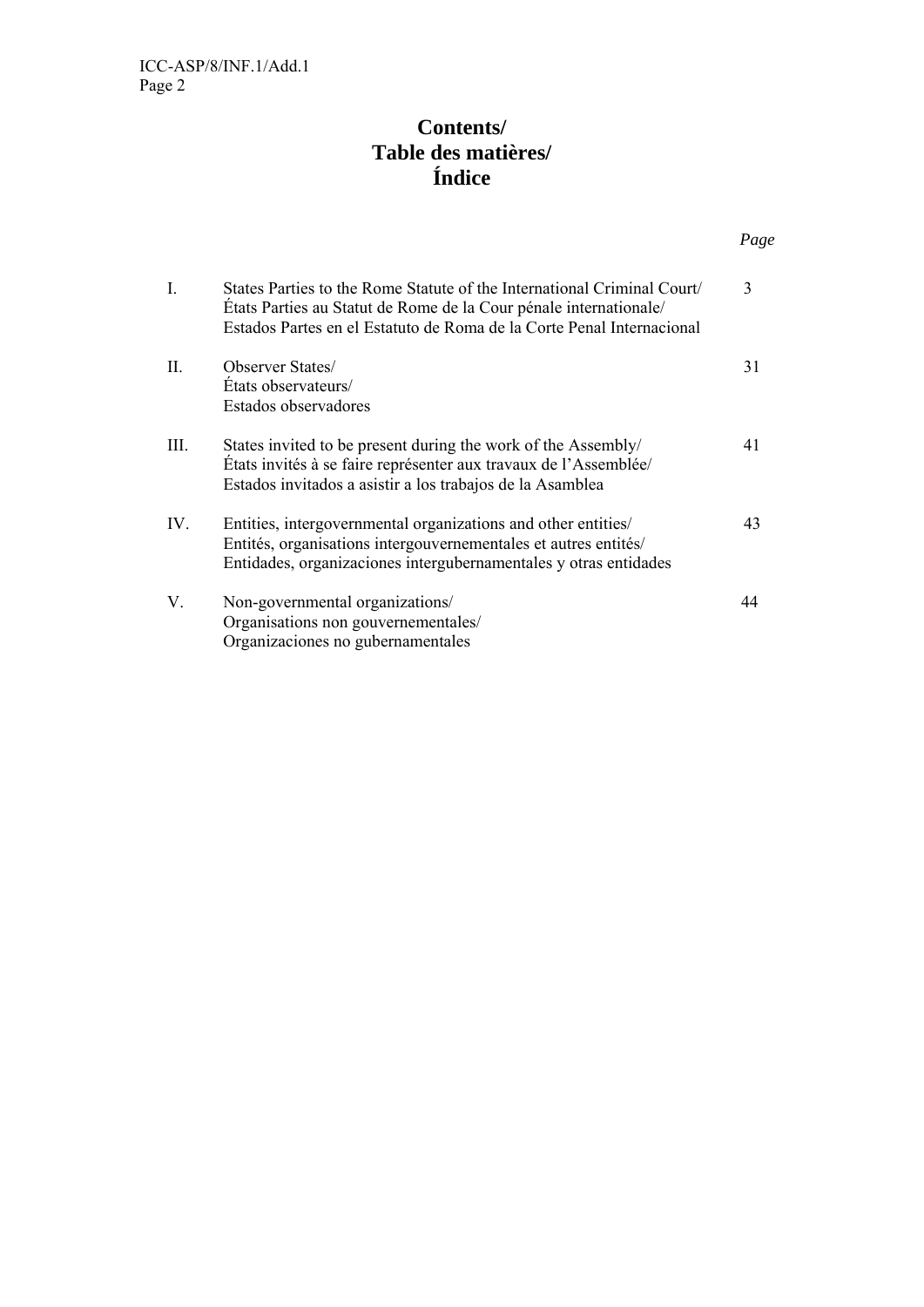# Contents/
# Table des matières/
# Índice

| | | *Page* |
|---|---|---|
| I. | States Parties to the Rome Statute of the International Criminal Court/<br>États Parties au Statut de Rome de la Cour pénale internationale/<br>Estados Partes en el Estatuto de Roma de la Corte Penal Internacional | 3 |
| II. | Observer States/<br>États observateurs/<br>Estados observadores | 31 |
| III. | States invited to be present during the work of the Assembly/<br>États invités à se faire représenter aux travaux de l'Assemblée/<br>Estados invitados a asistir a los trabajos de la Asamblea | 41 |
| IV. | Entities, intergovernmental organizations and other entities/<br>Entités, organisations intergouvernementales et autres entités/<br>Entidades, organizaciones intergubernamentales y otras entidades | 43 |
| V. | Non-governmental organizations/<br>Organisations non gouvernementales/<br>Organizaciones no gubernamentales | 44 |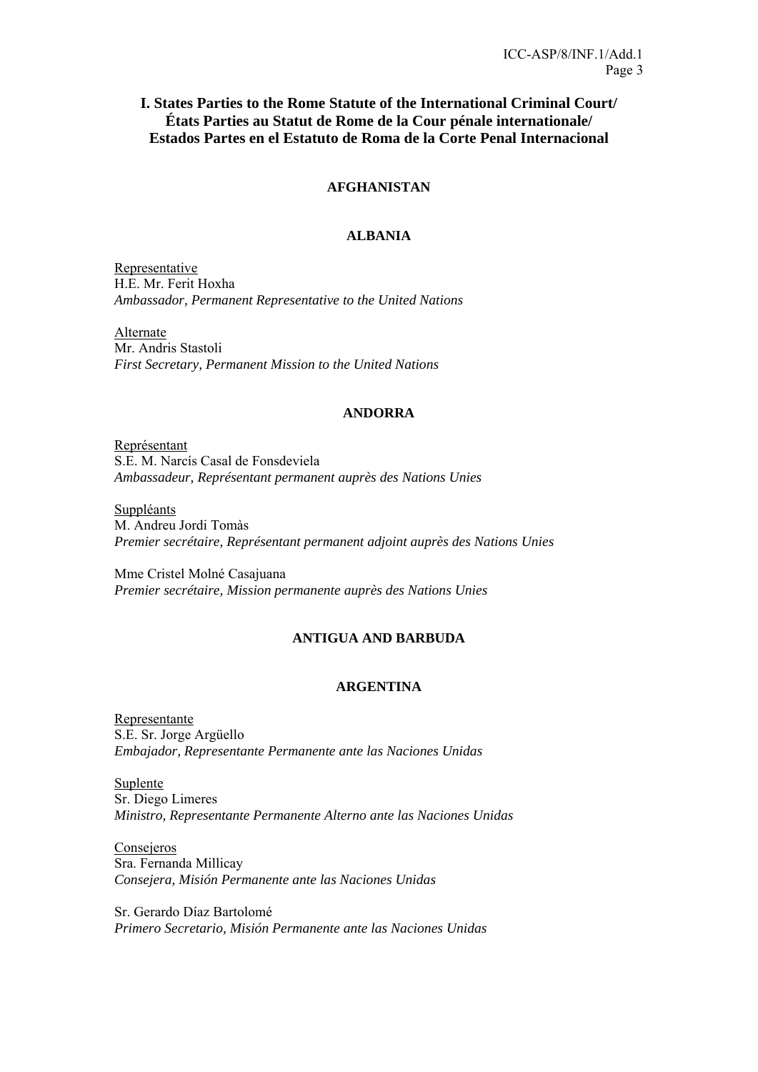## I. States Parties to the Rome Statute of the International Criminal Court/ États Parties au Statut de Rome de la Cour pénale internationale/ Estados Partes en el Estatuto de Roma de la Corte Penal Internacional

### AFGHANISTAN

### ALBANIA

Representative
H.E. Mr. Ferit Hoxha
*Ambassador, Permanent Representative to the United Nations*

Alternate
Mr. Andris Stastoli
*First Secretary, Permanent Mission to the United Nations*

### ANDORRA

Représentant
S.E. M. Narcís Casal de Fonsdeviela
*Ambassadeur, Représentant permanent auprès des Nations Unies*

Suppléants
M. Andreu Jordi Tomàs
*Premier secrétaire, Représentant permanent adjoint auprès des Nations Unies*

Mme Cristel Molné Casajuana
*Premier secrétaire, Mission permanente auprès des Nations Unies*

### ANTIGUA AND BARBUDA

### ARGENTINA

Representante
S.E. Sr. Jorge Argüello
*Embajador, Representante Permanente ante las Naciones Unidas*

Suplente
Sr. Diego Limeres
*Ministro, Representante Permanente Alterno ante las Naciones Unidas*

Consejeros
Sra. Fernanda Millicay
*Consejera, Misión Permanente ante las Naciones Unidas*

Sr. Gerardo Díaz Bartolomé
*Primero Secretario, Misión Permanente ante las Naciones Unidas*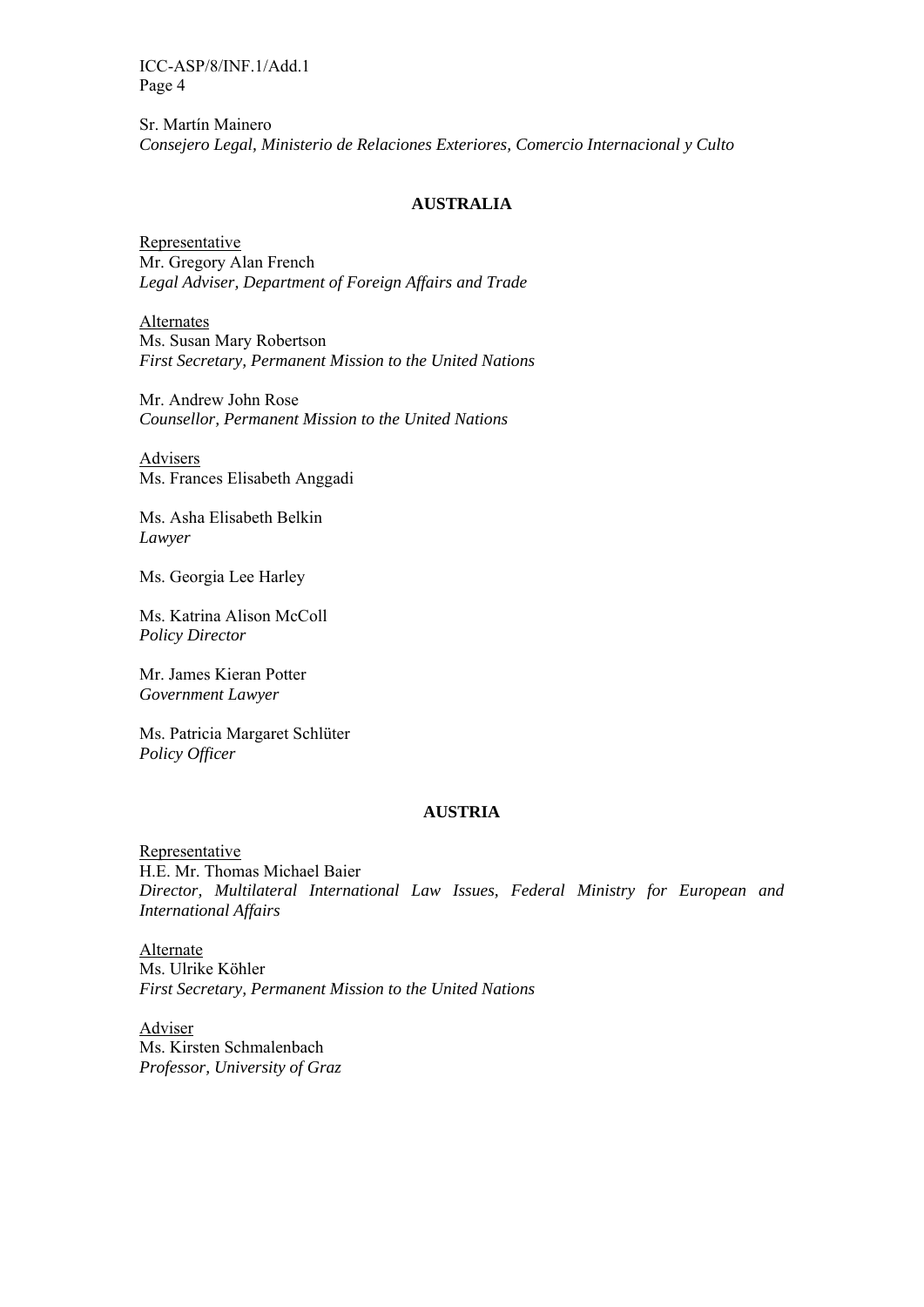Sr. Martín Mainero
*Consejero Legal, Ministerio de Relaciones Exteriores, Comercio Internacional y Culto*

**AUSTRALIA**

Representative
Mr. Gregory Alan French
*Legal Adviser, Department of Foreign Affairs and Trade*

Alternates
Ms. Susan Mary Robertson
*First Secretary, Permanent Mission to the United Nations*

Mr. Andrew John Rose
*Counsellor, Permanent Mission to the United Nations*

Advisers
Ms. Frances Elisabeth Anggadi

Ms. Asha Elisabeth Belkin
*Lawyer*

Ms. Georgia Lee Harley

Ms. Katrina Alison McColl
*Policy Director*

Mr. James Kieran Potter
*Government Lawyer*

Ms. Patricia Margaret Schlüter
*Policy Officer*

**AUSTRIA**

Representative
H.E. Mr. Thomas Michael Baier
*Director, Multilateral International Law Issues, Federal Ministry for European and International Affairs*

Alternate
Ms. Ulrike Köhler
*First Secretary, Permanent Mission to the United Nations*

Adviser
Ms. Kirsten Schmalenbach
*Professor, University of Graz*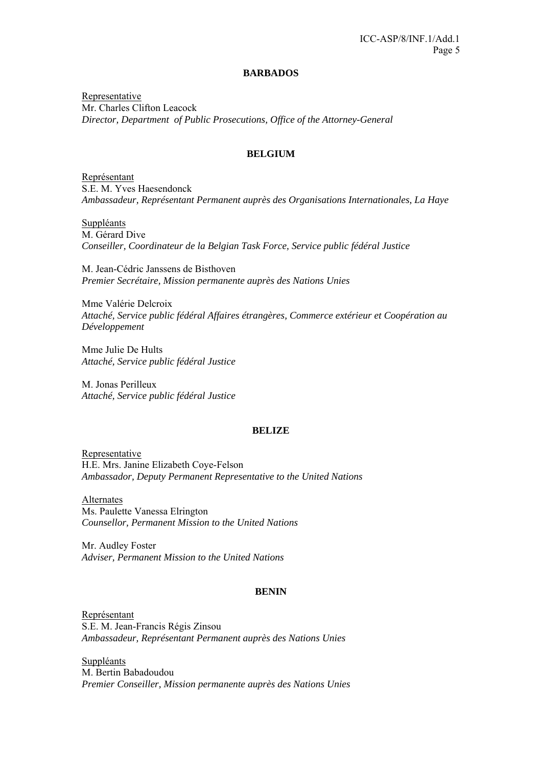**BARBADOS**

Representative
Mr. Charles Clifton Leacock
*Director, Department of Public Prosecutions, Office of the Attorney-General*

**BELGIUM**

Représentant
S.E. M. Yves Haesendonck
*Ambassadeur, Représentant Permanent auprès des Organisations Internationales, La Haye*

Suppléants
M. Gérard Dive
*Conseiller, Coordinateur de la Belgian Task Force, Service public fédéral Justice*

M. Jean-Cédric Janssens de Bisthoven
*Premier Secrétaire, Mission permanente auprès des Nations Unies*

Mme Valérie Delcroix
*Attaché, Service public fédéral Affaires étrangères, Commerce extérieur et Coopération au Développement*

Mme Julie De Hults
*Attaché, Service public fédéral Justice*

M. Jonas Perilleux
*Attaché, Service public fédéral Justice*

**BELIZE**

Representative
H.E. Mrs. Janine Elizabeth Coye-Felson
*Ambassador, Deputy Permanent Representative to the United Nations*

Alternates
Ms. Paulette Vanessa Elrington
*Counsellor, Permanent Mission to the United Nations*

Mr. Audley Foster
*Adviser, Permanent Mission to the United Nations*

**BENIN**

Représentant
S.E. M. Jean-Francis Régis Zinsou
*Ambassadeur, Représentant Permanent auprès des Nations Unies*

Suppléants
M. Bertin Babadoudou
*Premier Conseiller, Mission permanente auprès des Nations Unies*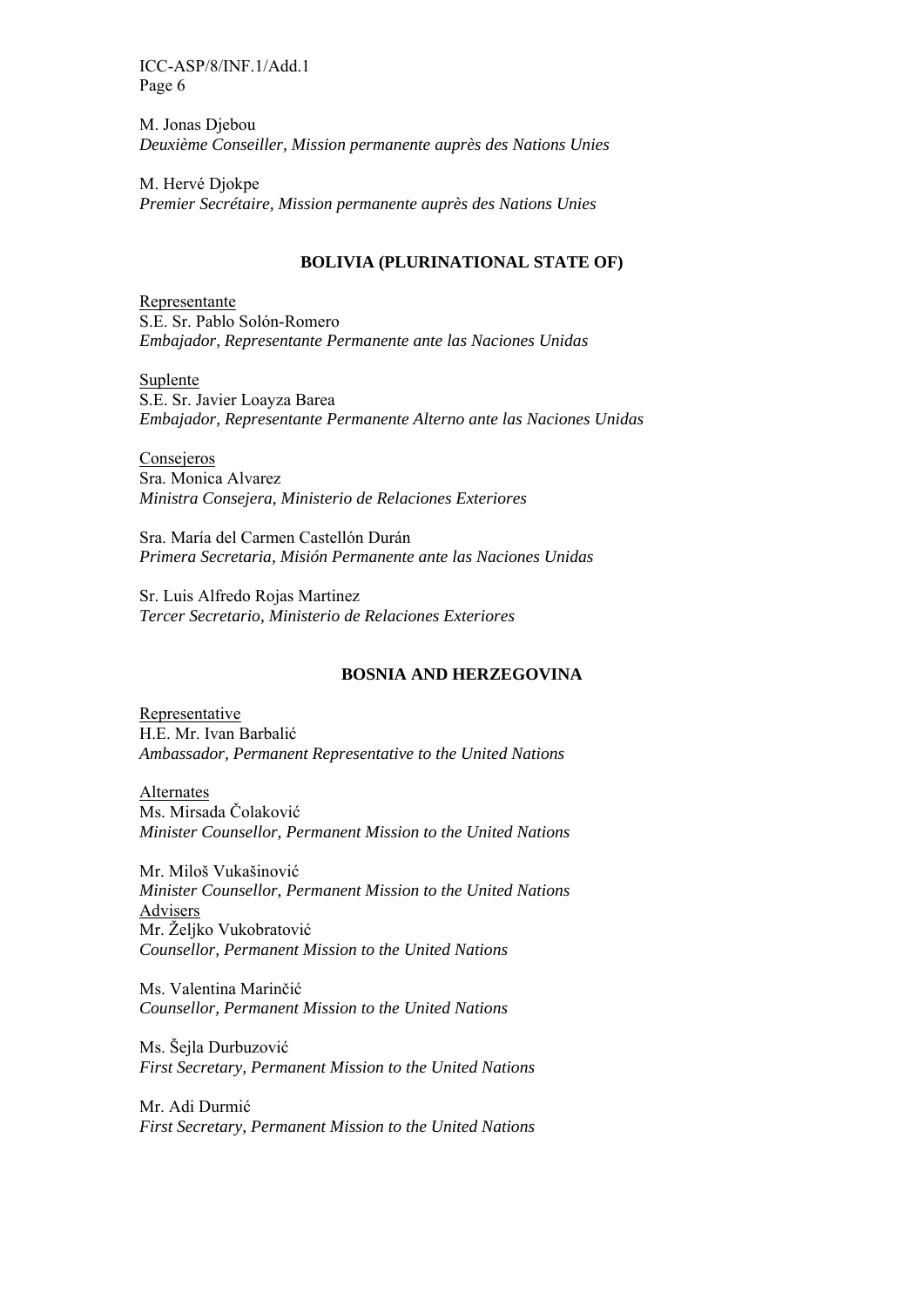M. Jonas Djebou
*Deuxième Conseiller, Mission permanente auprès des Nations Unies*

M. Hervé Djokpe
*Premier Secrétaire, Mission permanente auprès des Nations Unies*

### BOLIVIA (PLURINATIONAL STATE OF)

Representante
S.E. Sr. Pablo Solón-Romero
*Embajador, Representante Permanente ante las Naciones Unidas*

Suplente
S.E. Sr. Javier Loayza Barea
*Embajador, Representante Permanente Alterno ante las Naciones Unidas*

Consejeros
Sra. Monica Alvarez
*Ministra Consejera, Ministerio de Relaciones Exteriores*

Sra. María del Carmen Castellón Durán
*Primera Secretaria, Misión Permanente ante las Naciones Unidas*

Sr. Luis Alfredo Rojas Martinez
*Tercer Secretario, Ministerio de Relaciones Exteriores*

### BOSNIA AND HERZEGOVINA

Representative
H.E. Mr. Ivan Barbalić
*Ambassador, Permanent Representative to the United Nations*

Alternates
Ms. Mirsada Čolaković
*Minister Counsellor, Permanent Mission to the United Nations*

Mr. Miloš Vukašinović
*Minister Counsellor, Permanent Mission to the United Nations*

Advisers
Mr. Željko Vukobratović
*Counsellor, Permanent Mission to the United Nations*

Ms. Valentina Marinčić
*Counsellor, Permanent Mission to the United Nations*

Ms. Šejla Durbuzović
*First Secretary, Permanent Mission to the United Nations*

Mr. Adi Durmić
*First Secretary, Permanent Mission to the United Nations*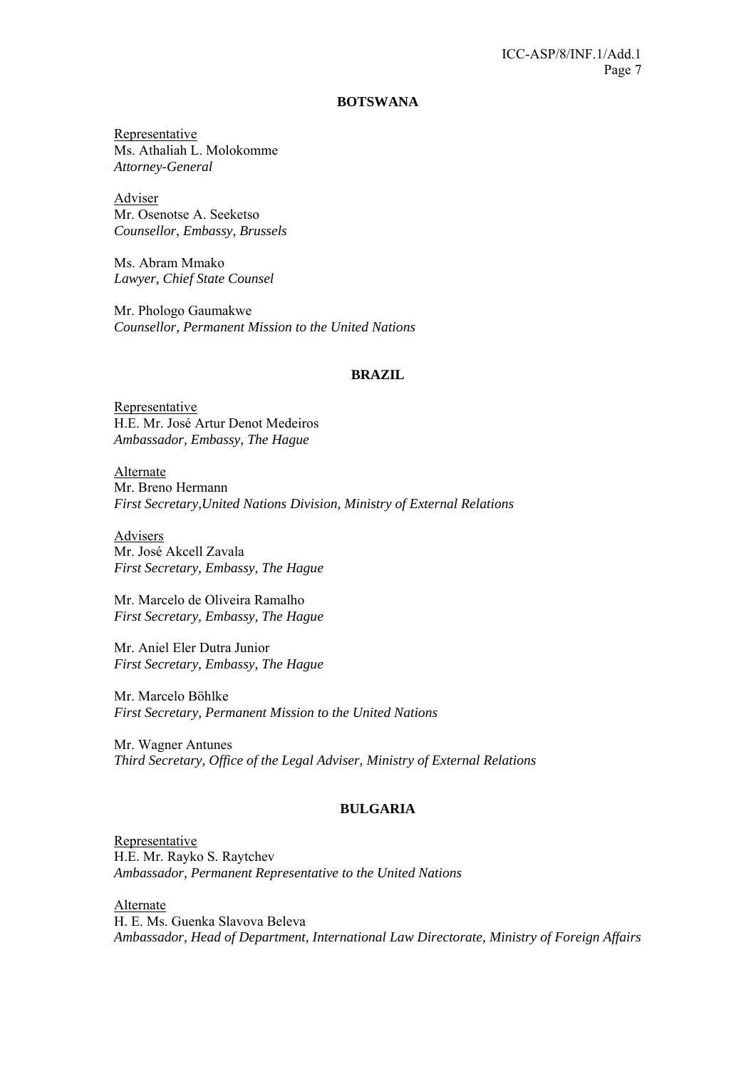**BOTSWANA**

Representative
Ms. Athaliah L. Molokomme
*Attorney-General*

Adviser
Mr. Osenotse A. Seeketso
*Counsellor, Embassy, Brussels*

Ms. Abram Mmako
*Lawyer, Chief State Counsel*

Mr. Phologo Gaumakwe
*Counsellor, Permanent Mission to the United Nations*

**BRAZIL**

Representative
H.E. Mr. José Artur Denot Medeiros
*Ambassador, Embassy, The Hague*

Alternate
Mr. Breno Hermann
*First Secretary,United Nations Division, Ministry of External Relations*

Advisers
Mr. José Akcell Zavala
*First Secretary, Embassy, The Hague*

Mr. Marcelo de Oliveira Ramalho
*First Secretary, Embassy, The Hague*

Mr. Aniel Eler Dutra Junior
*First Secretary, Embassy, The Hague*

Mr. Marcelo Böhlke
*First Secretary, Permanent Mission to the United Nations*

Mr. Wagner Antunes
*Third Secretary, Office of the Legal Adviser, Ministry of External Relations*

**BULGARIA**

Representative
H.E. Mr. Rayko S. Raytchev
*Ambassador, Permanent Representative to the United Nations*

Alternate
H. E. Ms. Guenka Slavova Beleva
*Ambassador, Head of Department, International Law Directorate, Ministry of Foreign Affairs*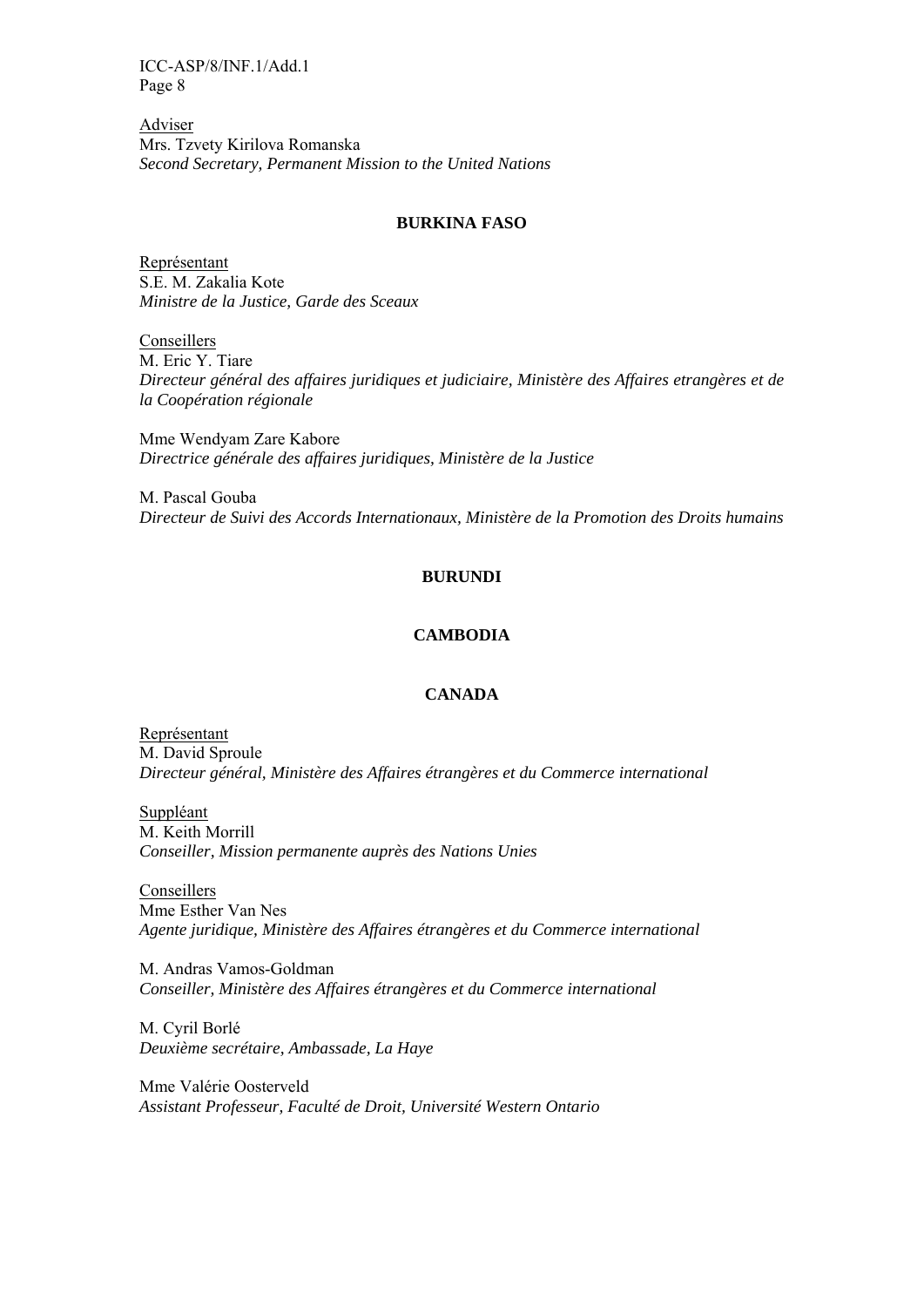Adviser
Mrs. Tzvety Kirilova Romanska
*Second Secretary, Permanent Mission to the United Nations*

**BURKINA FASO**

Représentant
S.E. M. Zakalia Kote
*Ministre de la Justice, Garde des Sceaux*

Conseillers
M. Eric Y. Tiare
*Directeur général des affaires juridiques et judiciaire, Ministère des Affaires etrangères et de la Coopération régionale*

Mme Wendyam Zare Kabore
*Directrice générale des affaires juridiques, Ministère de la Justice*

M. Pascal Gouba
*Directeur de Suivi des Accords Internationaux, Ministère de la Promotion des Droits humains*

**BURUNDI**

**CAMBODIA**

**CANADA**

Représentant
M. David Sproule
*Directeur général, Ministère des Affaires étrangères et du Commerce international*

Suppléant
M. Keith Morrill
*Conseiller, Mission permanente auprès des Nations Unies*

Conseillers
Mme Esther Van Nes
*Agente juridique, Ministère des Affaires étrangères et du Commerce international*

M. Andras Vamos-Goldman
*Conseiller, Ministère des Affaires étrangères et du Commerce international*

M. Cyril Borlé
*Deuxième secrétaire, Ambassade, La Haye*

Mme Valérie Oosterveld
*Assistant Professeur, Faculté de Droit, Université Western Ontario*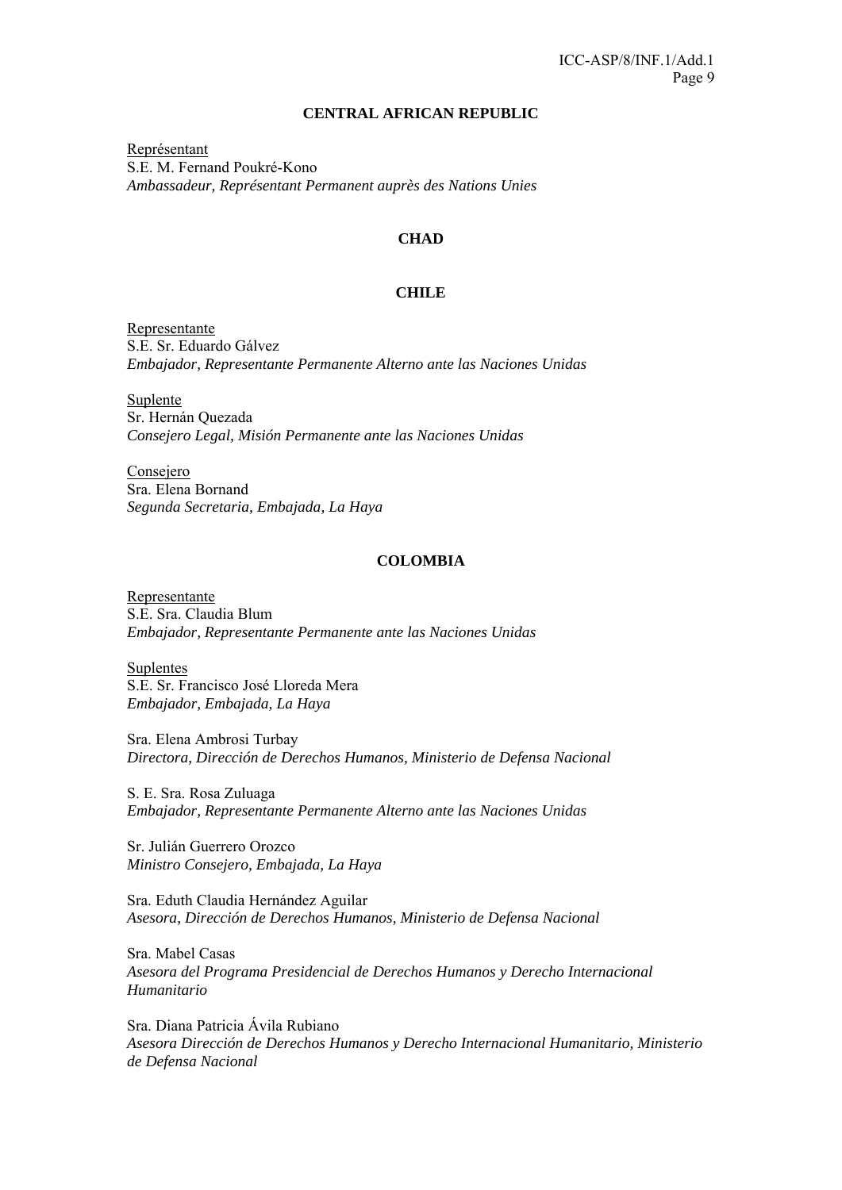**CENTRAL AFRICAN REPUBLIC**

Représentant
S.E. M. Fernand Poukré-Kono
*Ambassadeur, Représentant Permanent auprès des Nations Unies*

**CHAD**

**CHILE**

Representante
S.E. Sr. Eduardo Gálvez
*Embajador, Representante Permanente Alterno ante las Naciones Unidas*

Suplente
Sr. Hernán Quezada
*Consejero Legal, Misión Permanente ante las Naciones Unidas*

Consejero
Sra. Elena Bornand
*Segunda Secretaria, Embajada, La Haya*

**COLOMBIA**

Representante
S.E. Sra. Claudia Blum
*Embajador, Representante Permanente ante las Naciones Unidas*

Suplentes
S.E. Sr. Francisco José Lloreda Mera
*Embajador, Embajada, La Haya*

Sra. Elena Ambrosi Turbay
*Directora, Dirección de Derechos Humanos, Ministerio de Defensa Nacional*

S. E. Sra. Rosa Zuluaga
*Embajador, Representante Permanente Alterno ante las Naciones Unidas*

Sr. Julián Guerrero Orozco
*Ministro Consejero, Embajada, La Haya*

Sra. Eduth Claudia Hernández Aguilar
*Asesora, Dirección de Derechos Humanos, Ministerio de Defensa Nacional*

Sra. Mabel Casas
*Asesora del Programa Presidencial de Derechos Humanos y Derecho Internacional Humanitario*

Sra. Diana Patricia Ávila Rubiano
*Asesora Dirección de Derechos Humanos y Derecho Internacional Humanitario, Ministerio de Defensa Nacional*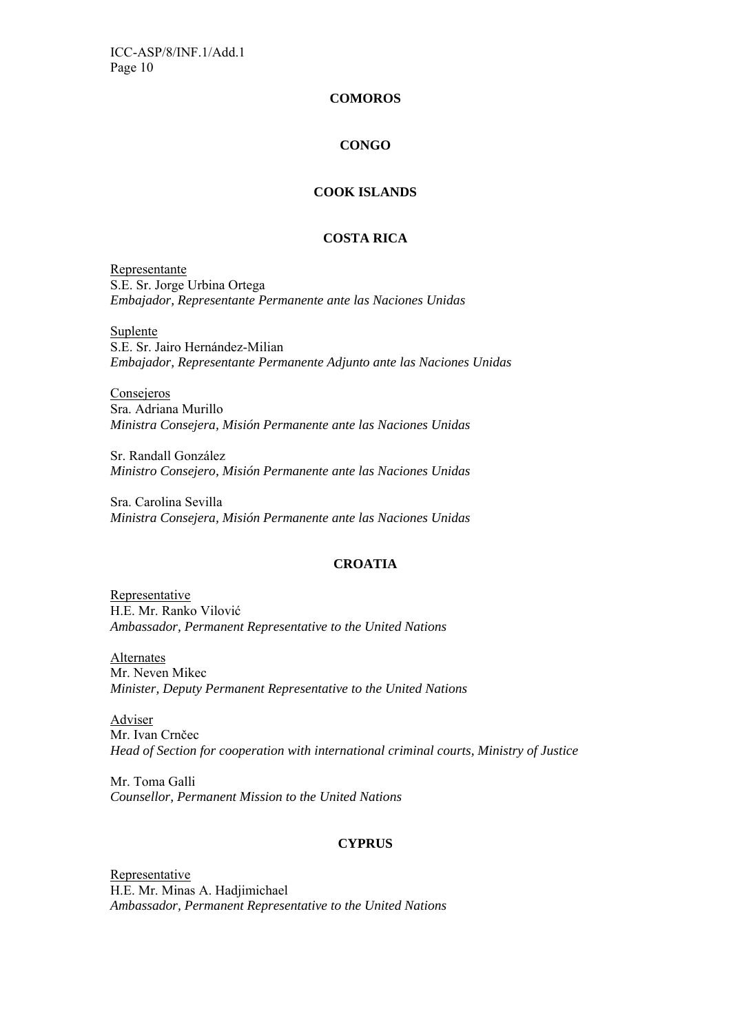**COMOROS**

**CONGO**

**COOK ISLANDS**

**COSTA RICA**

Representante
S.E. Sr. Jorge Urbina Ortega
*Embajador, Representante Permanente ante las Naciones Unidas*

Suplente
S.E. Sr. Jairo Hernández-Milian
*Embajador, Representante Permanente Adjunto ante las Naciones Unidas*

Consejeros
Sra. Adriana Murillo
*Ministra Consejera, Misión Permanente ante las Naciones Unidas*

Sr. Randall González
*Ministro Consejero, Misión Permanente ante las Naciones Unidas*

Sra. Carolina Sevilla
*Ministra Consejera, Misión Permanente ante las Naciones Unidas*

**CROATIA**

Representative
H.E. Mr. Ranko Vilović
*Ambassador, Permanent Representative to the United Nations*

Alternates
Mr. Neven Mikec
*Minister, Deputy Permanent Representative to the United Nations*

Adviser
Mr. Ivan Crnčec
*Head of Section for cooperation with international criminal courts, Ministry of Justice*

Mr. Toma Galli
*Counsellor, Permanent Mission to the United Nations*

**CYPRUS**

Representative
H.E. Mr. Minas A. Hadjimichael
*Ambassador, Permanent Representative to the United Nations*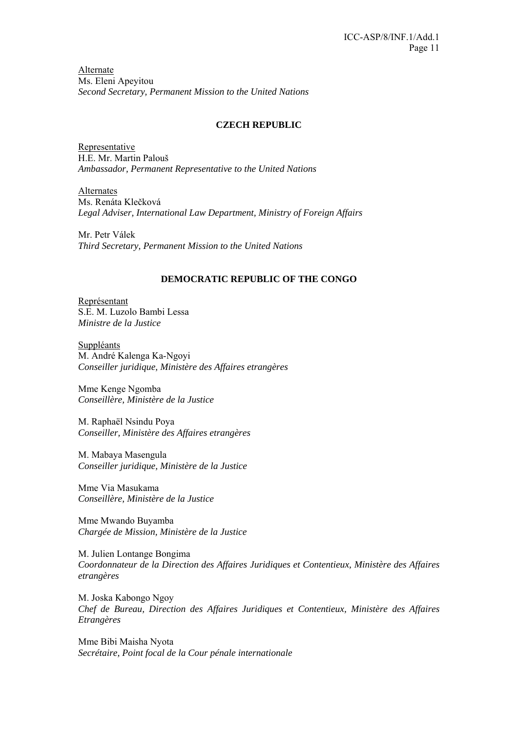Alternate
Ms. Eleni Apeyitou
*Second Secretary, Permanent Mission to the United Nations*

## CZECH REPUBLIC

Representative
H.E. Mr. Martin Palouš
*Ambassador, Permanent Representative to the United Nations*

Alternates
Ms. Renáta Klečková
*Legal Adviser, International Law Department, Ministry of Foreign Affairs*

Mr. Petr Válek
*Third Secretary, Permanent Mission to the United Nations*

## DEMOCRATIC REPUBLIC OF THE CONGO

Représentant
S.E. M. Luzolo Bambi Lessa
*Ministre de la Justice*

Suppléants
M. André Kalenga Ka-Ngoyi
*Conseiller juridique, Ministère des Affaires etrangères*

Mme Kenge Ngomba
*Conseillère, Ministère de la Justice*

M. Raphaël Nsindu Poya
*Conseiller, Ministère des Affaires etrangères*

M. Mabaya Masengula
*Conseiller juridique, Ministère de la Justice*

Mme Via Masukama
*Conseillère, Ministère de la Justice*

Mme Mwando Buyamba
*Chargée de Mission, Ministère de la Justice*

M. Julien Lontange Bongima
*Coordonnateur de la Direction des Affaires Juridiques et Contentieux, Ministère des Affaires etrangères*

M. Joska Kabongo Ngoy
*Chef de Bureau, Direction des Affaires Juridiques et Contentieux, Ministère des Affaires Etrangères*

Mme Bibi Maisha Nyota
*Secrétaire, Point focal de la Cour pénale internationale*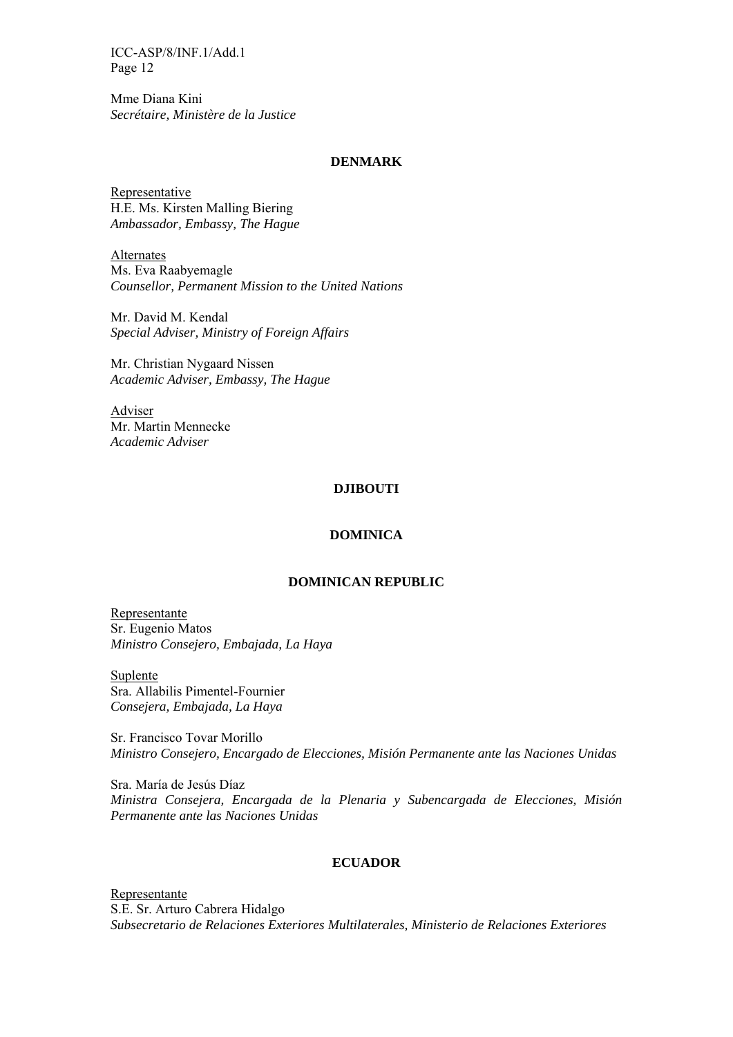Mme Diana Kini
*Secrétaire, Ministère de la Justice*

## DENMARK

Representative
H.E. Ms. Kirsten Malling Biering
*Ambassador, Embassy, The Hague*

Alternates
Ms. Eva Raabyemagle
*Counsellor, Permanent Mission to the United Nations*

Mr. David M. Kendal
*Special Adviser, Ministry of Foreign Affairs*

Mr. Christian Nygaard Nissen
*Academic Adviser, Embassy, The Hague*

Adviser
Mr. Martin Mennecke
*Academic Adviser*

## DJIBOUTI

## DOMINICA

## DOMINICAN REPUBLIC

Representante
Sr. Eugenio Matos
*Ministro Consejero, Embajada, La Haya*

Suplente
Sra. Allabilis Pimentel-Fournier
*Consejera, Embajada, La Haya*

Sr. Francisco Tovar Morillo
*Ministro Consejero, Encargado de Elecciones, Misión Permanente ante las Naciones Unidas*

Sra. María de Jesús Díaz
*Ministra Consejera, Encargada de la Plenaria y Subencargada de Elecciones, Misión Permanente ante las Naciones Unidas*

## ECUADOR

Representante
S.E. Sr. Arturo Cabrera Hidalgo
*Subsecretario de Relaciones Exteriores Multilaterales, Ministerio de Relaciones Exteriores*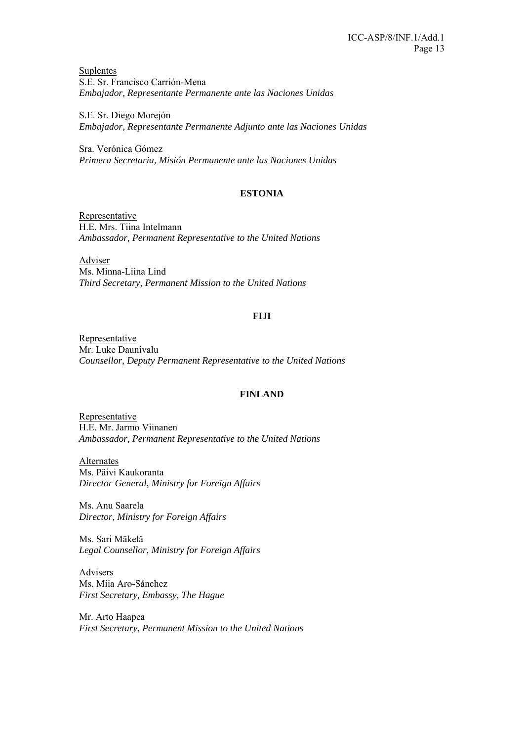Suplentes
S.E. Sr. Francisco Carrión-Mena
*Embajador, Representante Permanente ante las Naciones Unidas*

S.E. Sr. Diego Morejón
*Embajador, Representante Permanente Adjunto ante las Naciones Unidas*

Sra. Verónica Gómez
*Primera Secretaria, Misión Permanente ante las Naciones Unidas*

**ESTONIA**

Representative
H.E. Mrs. Tiina Intelmann
*Ambassador, Permanent Representative to the United Nations*

Adviser
Ms. Minna-Liina Lind
*Third Secretary, Permanent Mission to the United Nations*

**FIJI**

Representative
Mr. Luke Daunivalu
*Counsellor, Deputy Permanent Representative to the United Nations*

**FINLAND**

Representative
H.E. Mr. Jarmo Viinanen
*Ambassador, Permanent Representative to the United Nations*

Alternates
Ms. Päivi Kaukoranta
*Director General, Ministry for Foreign Affairs*

Ms. Anu Saarela
*Director, Ministry for Foreign Affairs*

Ms. Sari Mäkelä
*Legal Counsellor, Ministry for Foreign Affairs*

Advisers
Ms. Miia Aro-Sánchez
*First Secretary, Embassy, The Hague*

Mr. Arto Haapea
*First Secretary, Permanent Mission to the United Nations*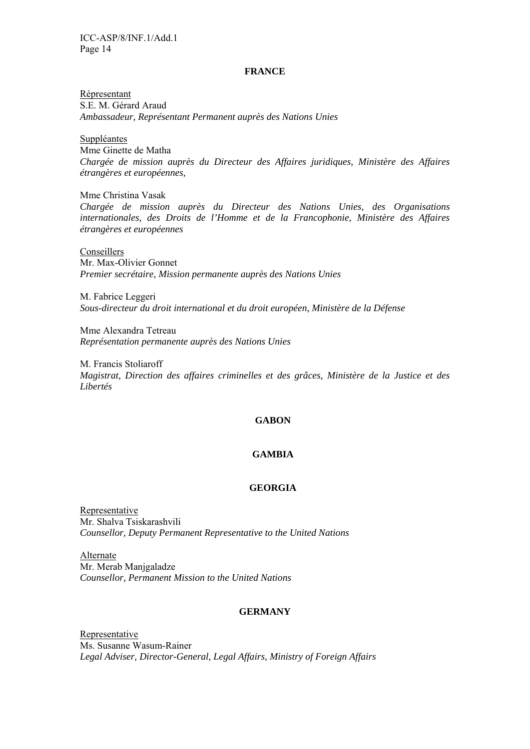**FRANCE**

Répresentant
S.E. M. Gérard Araud
*Ambassadeur, Représentant Permanent auprès des Nations Unies*

Suppléantes
Mme Ginette de Matha
*Chargée de mission auprès du Directeur des Affaires juridiques, Ministère des Affaires étrangères et européennes,*

Mme Christina Vasak
*Chargée de mission auprès du Directeur des Nations Unies, des Organisations internationales, des Droits de l'Homme et de la Francophonie, Ministère des Affaires étrangères et européennes*

Conseillers
Mr. Max-Olivier Gonnet
*Premier secrétaire, Mission permanente auprès des Nations Unies*

M. Fabrice Leggeri
*Sous-directeur du droit international et du droit européen, Ministère de la Défense*

Mme Alexandra Tetreau
*Représentation permanente auprès des Nations Unies*

M. Francis Stoliaroff
*Magistrat, Direction des affaires criminelles et des grâces, Ministère de la Justice et des Libertés*

**GABON**

**GAMBIA**

**GEORGIA**

Representative
Mr. Shalva Tsiskarashvili
*Counsellor, Deputy Permanent Representative to the United Nations*

Alternate
Mr. Merab Manjgaladze
*Counsellor, Permanent Mission to the United Nations*

**GERMANY**

Representative
Ms. Susanne Wasum-Rainer
*Legal Adviser, Director-General, Legal Affairs, Ministry of Foreign Affairs*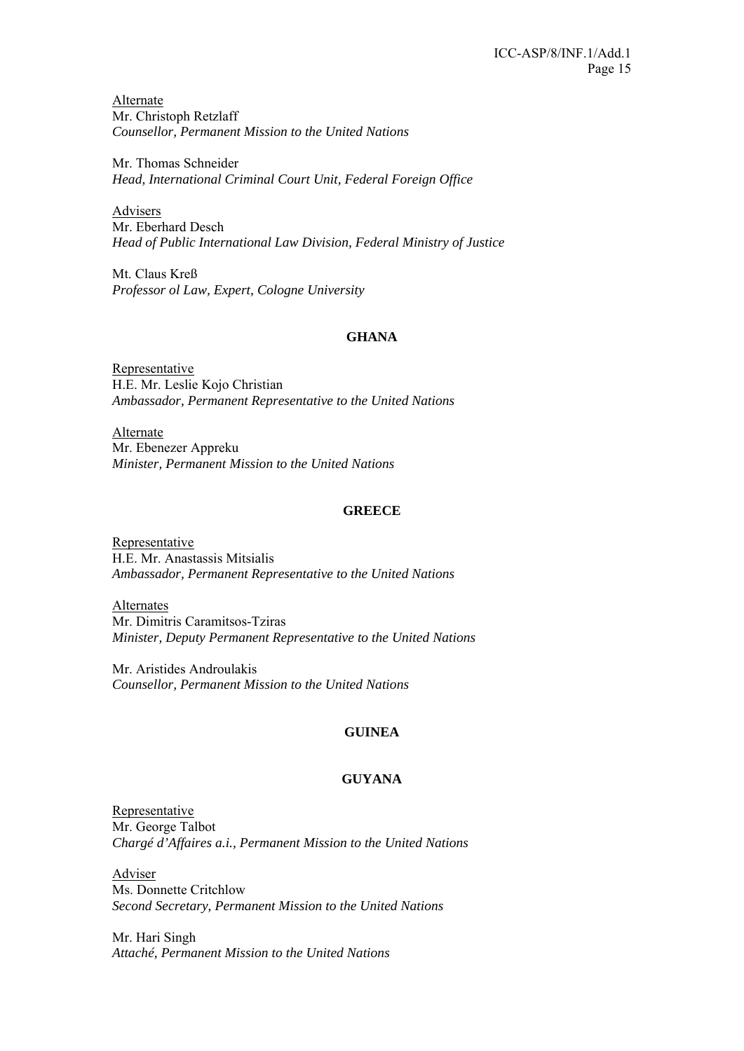Alternate
Mr. Christoph Retzlaff
*Counsellor, Permanent Mission to the United Nations*

Mr. Thomas Schneider
*Head, International Criminal Court Unit, Federal Foreign Office*

Advisers
Mr. Eberhard Desch
*Head of Public International Law Division, Federal Ministry of Justice*

Mt. Claus Kreß
*Professor ol Law, Expert, Cologne University*

**GHANA**

Representative
H.E. Mr. Leslie Kojo Christian
*Ambassador, Permanent Representative to the United Nations*

Alternate
Mr. Ebenezer Appreku
*Minister, Permanent Mission to the United Nations*

**GREECE**

Representative
H.E. Mr. Anastassis Mitsialis
*Ambassador, Permanent Representative to the United Nations*

Alternates
Mr. Dimitris Caramitsos-Tziras
*Minister, Deputy Permanent Representative to the United Nations*

Mr. Aristides Androulakis
*Counsellor, Permanent Mission to the United Nations*

**GUINEA**

**GUYANA**

Representative
Mr. George Talbot
*Chargé d'Affaires a.i., Permanent Mission to the United Nations*

Adviser
Ms. Donnette Critchlow
*Second Secretary, Permanent Mission to the United Nations*

Mr. Hari Singh
*Attaché, Permanent Mission to the United Nations*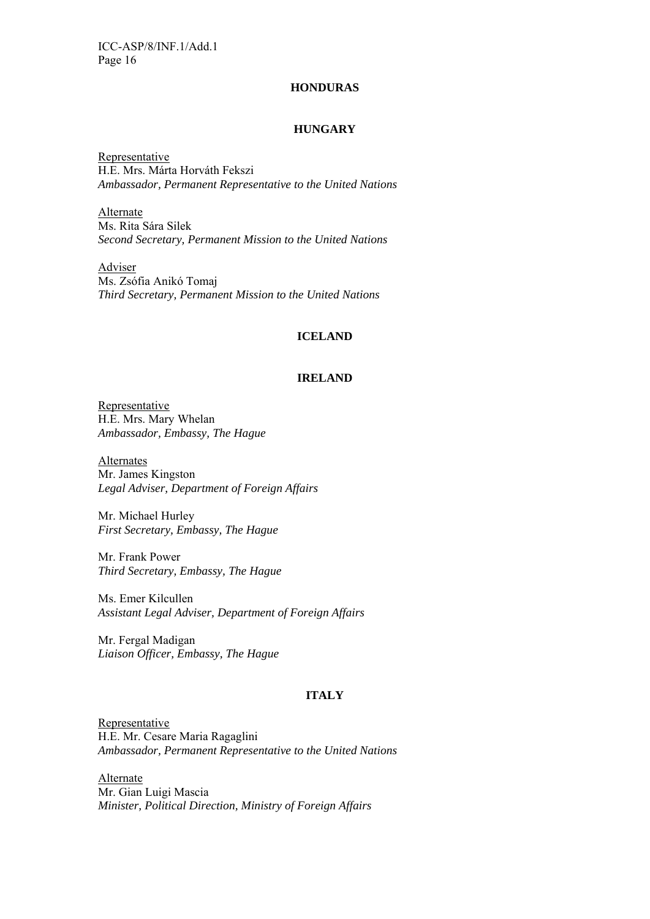## HONDURAS

## HUNGARY

Representative
H.E. Mrs. Márta Horváth Fekszi
*Ambassador, Permanent Representative to the United Nations*

Alternate
Ms. Rita Sára Silek
*Second Secretary, Permanent Mission to the United Nations*

Adviser
Ms. Zsófia Anikó Tomaj
*Third Secretary, Permanent Mission to the United Nations*

## ICELAND

## IRELAND

Representative
H.E. Mrs. Mary Whelan
*Ambassador, Embassy, The Hague*

Alternates
Mr. James Kingston
*Legal Adviser, Department of Foreign Affairs*

Mr. Michael Hurley
*First Secretary, Embassy, The Hague*

Mr. Frank Power
*Third Secretary, Embassy, The Hague*

Ms. Emer Kilcullen
*Assistant Legal Adviser, Department of Foreign Affairs*

Mr. Fergal Madigan
*Liaison Officer, Embassy, The Hague*

## ITALY

Representative
H.E. Mr. Cesare Maria Ragaglini
*Ambassador, Permanent Representative to the United Nations*

Alternate
Mr. Gian Luigi Mascia
*Minister, Political Direction, Ministry of Foreign Affairs*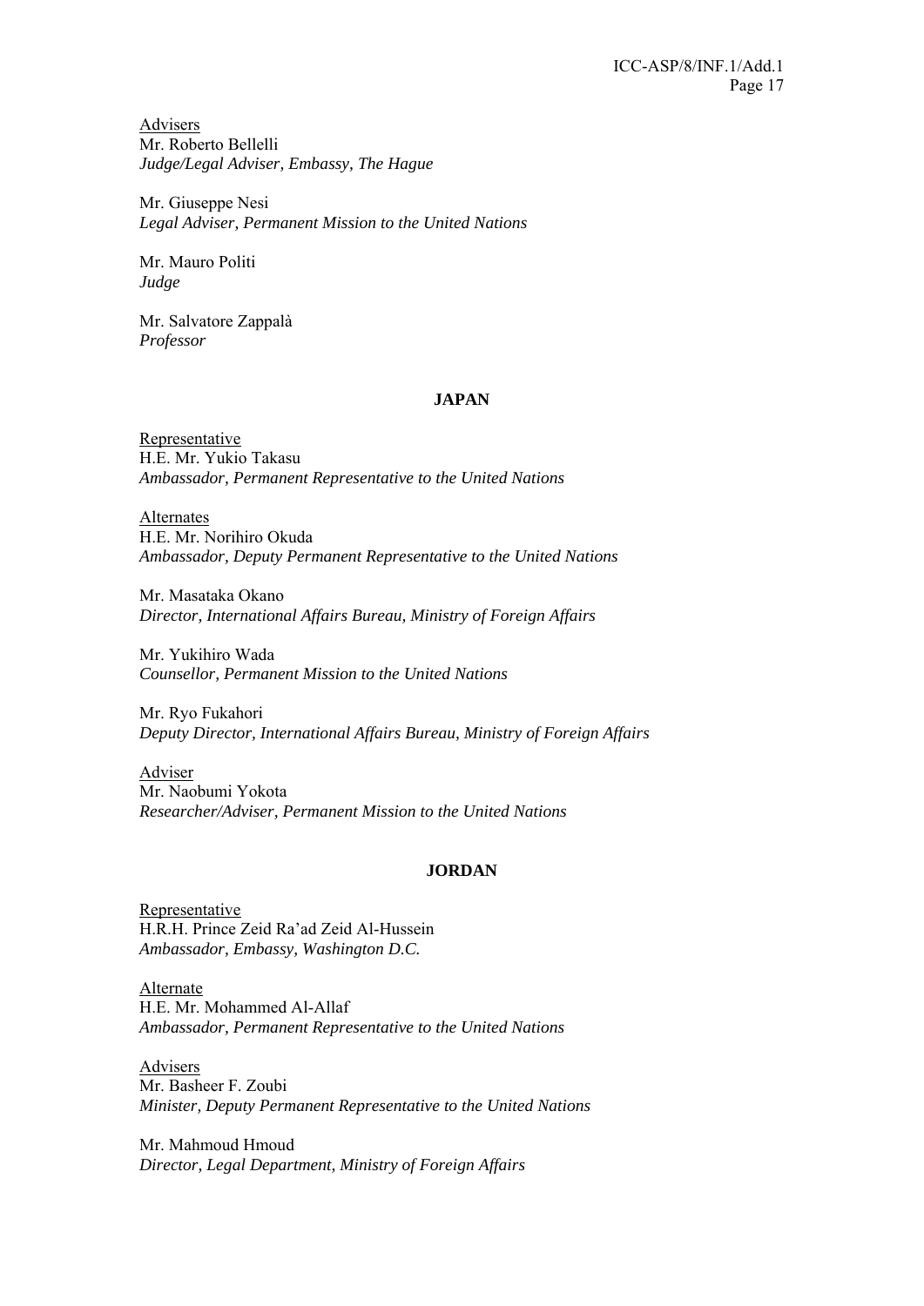Advisers
Mr. Roberto Bellelli
*Judge/Legal Adviser, Embassy, The Hague*

Mr. Giuseppe Nesi
*Legal Adviser, Permanent Mission to the United Nations*

Mr. Mauro Politi
*Judge*

Mr. Salvatore Zappalà
*Professor*

## JAPAN

Representative
H.E. Mr. Yukio Takasu
*Ambassador, Permanent Representative to the United Nations*

Alternates
H.E. Mr. Norihiro Okuda
*Ambassador, Deputy Permanent Representative to the United Nations*

Mr. Masataka Okano
*Director, International Affairs Bureau, Ministry of Foreign Affairs*

Mr. Yukihiro Wada
*Counsellor, Permanent Mission to the United Nations*

Mr. Ryo Fukahori
*Deputy Director, International Affairs Bureau, Ministry of Foreign Affairs*

Adviser
Mr. Naobumi Yokota
*Researcher/Adviser, Permanent Mission to the United Nations*

## JORDAN

Representative
H.R.H. Prince Zeid Ra'ad Zeid Al-Hussein
*Ambassador, Embassy, Washington D.C.*

Alternate
H.E. Mr. Mohammed Al-Allaf
*Ambassador, Permanent Representative to the United Nations*

Advisers
Mr. Basheer F. Zoubi
*Minister, Deputy Permanent Representative to the United Nations*

Mr. Mahmoud Hmoud
*Director, Legal Department, Ministry of Foreign Affairs*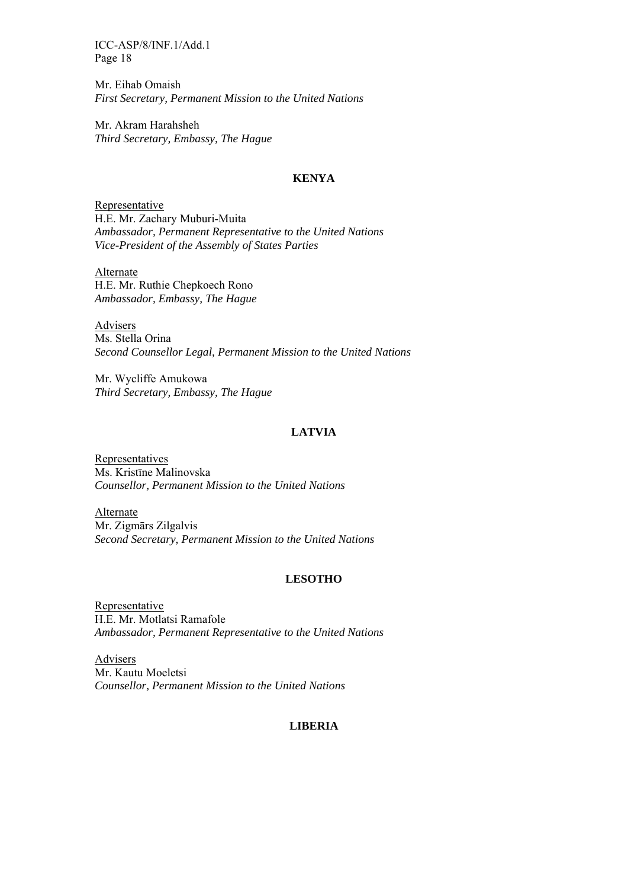Mr. Eihab Omaish
*First Secretary, Permanent Mission to the United Nations*

Mr. Akram Harahsheh
*Third Secretary, Embassy, The Hague*

**KENYA**

Representative
H.E. Mr. Zachary Muburi-Muita
*Ambassador, Permanent Representative to the United Nations*
*Vice-President of the Assembly of States Parties*

Alternate
H.E. Mr. Ruthie Chepkoech Rono
*Ambassador, Embassy, The Hague*

Advisers
Ms. Stella Orina
*Second Counsellor Legal, Permanent Mission to the United Nations*

Mr. Wycliffe Amukowa
*Third Secretary, Embassy, The Hague*

**LATVIA**

Representatives
Ms. Kristīne Malinovska
*Counsellor, Permanent Mission to the United Nations*

Alternate
Mr. Zigmārs Zilgalvis
*Second Secretary, Permanent Mission to the United Nations*

**LESOTHO**

Representative
H.E. Mr. Motlatsi Ramafole
*Ambassador, Permanent Representative to the United Nations*

Advisers
Mr. Kautu Moeletsi
*Counsellor, Permanent Mission to the United Nations*

**LIBERIA**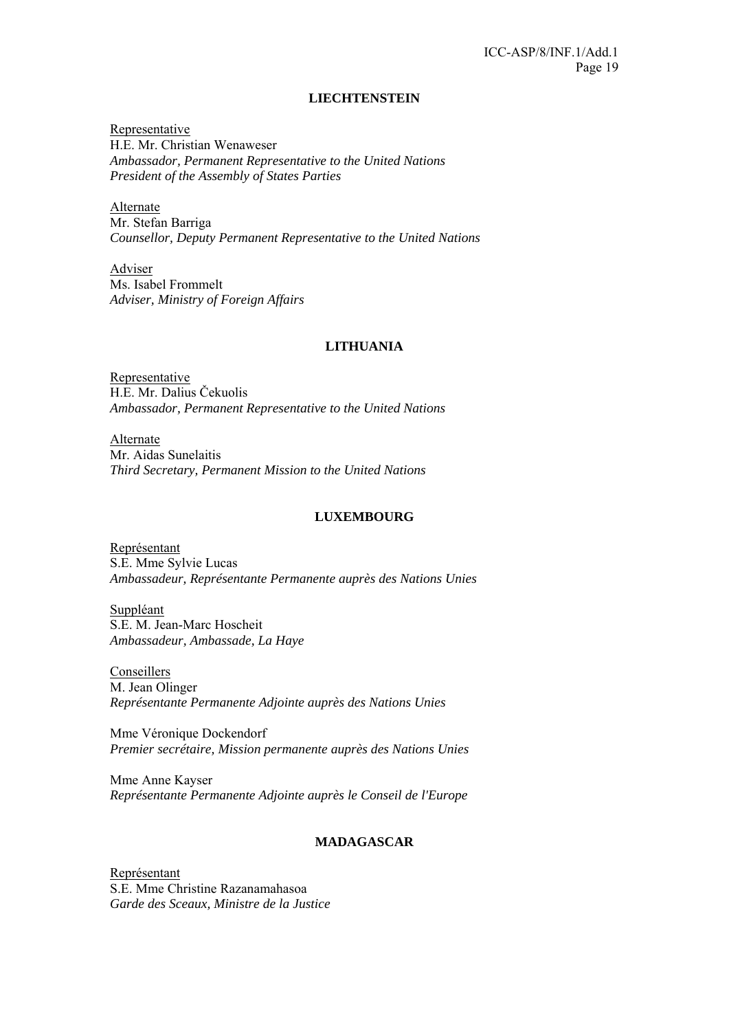**LIECHTENSTEIN**

Representative
H.E. Mr. Christian Wenaweser
*Ambassador, Permanent Representative to the United Nations*
*President of the Assembly of States Parties*

Alternate
Mr. Stefan Barriga
*Counsellor, Deputy Permanent Representative to the United Nations*

Adviser
Ms. Isabel Frommelt
*Adviser, Ministry of Foreign Affairs*

**LITHUANIA**

Representative
H.E. Mr. Dalius Čekuolis
*Ambassador, Permanent Representative to the United Nations*

Alternate
Mr. Aidas Sunelaitis
*Third Secretary, Permanent Mission to the United Nations*

**LUXEMBOURG**

Représentant
S.E. Mme Sylvie Lucas
*Ambassadeur, Représentante Permanente auprès des Nations Unies*

Suppléant
S.E. M. Jean-Marc Hoscheit
*Ambassadeur, Ambassade, La Haye*

Conseillers
M. Jean Olinger
*Représentante Permanente Adjointe auprès des Nations Unies*

Mme Véronique Dockendorf
*Premier secrétaire, Mission permanente auprès des Nations Unies*

Mme Anne Kayser
*Représentante Permanente Adjointe auprès le Conseil de l'Europe*

**MADAGASCAR**

Représentant
S.E. Mme Christine Razanamahasoa
*Garde des Sceaux, Ministre de la Justice*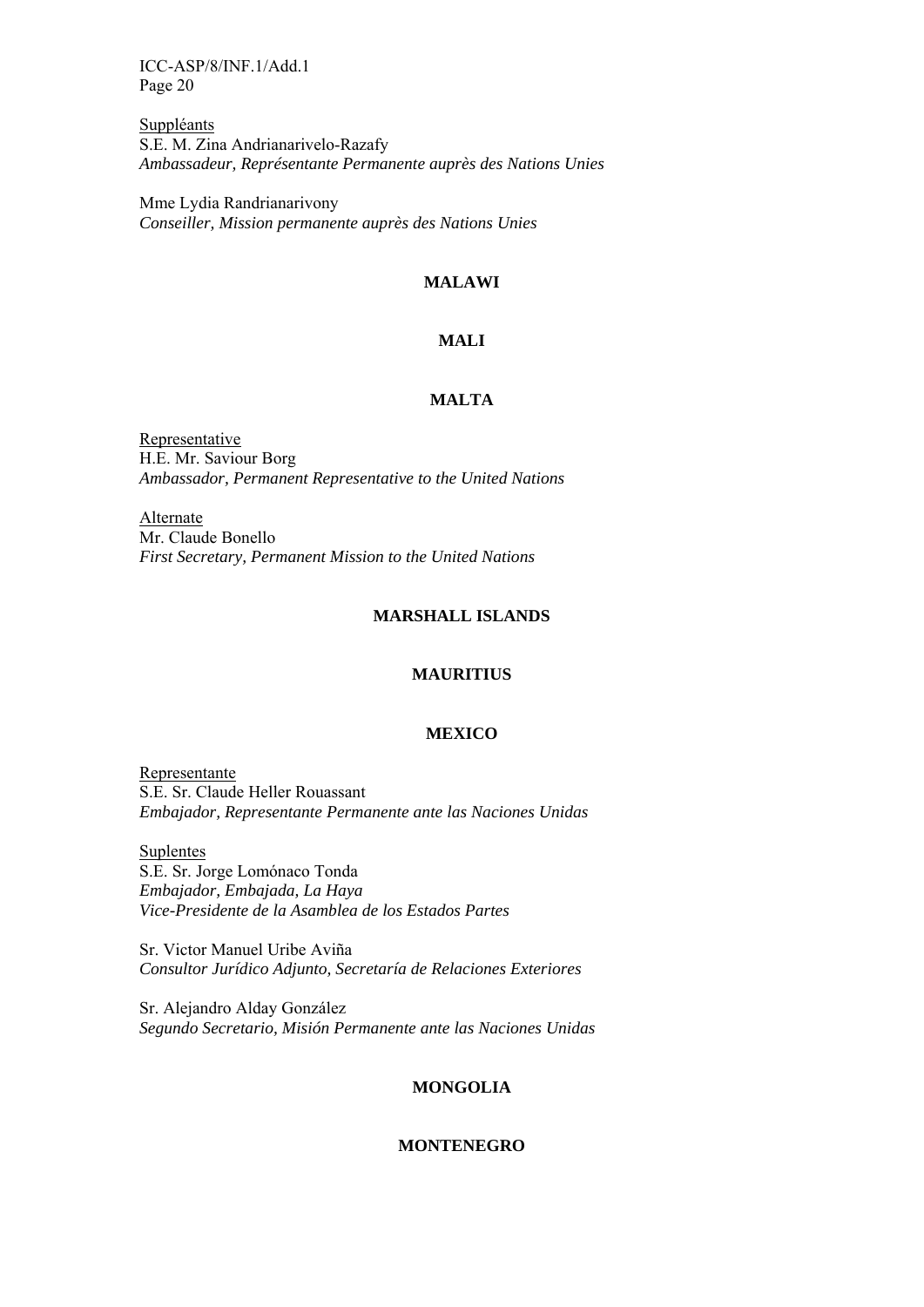<u>Suppléants</u>
S.E. M. Zina Andrianarivelo-Razafy
*Ambassadeur, Représentante Permanente auprès des Nations Unies*

Mme Lydia Randrianarivony
*Conseiller, Mission permanente auprès des Nations Unies*

**MALAWI**

**MALI**

**MALTA**

<u>Representative</u>
H.E. Mr. Saviour Borg
*Ambassador, Permanent Representative to the United Nations*

<u>Alternate</u>
Mr. Claude Bonello
*First Secretary, Permanent Mission to the United Nations*

**MARSHALL ISLANDS**

**MAURITIUS**

**MEXICO**

<u>Representante</u>
S.E. Sr. Claude Heller Rouassant
*Embajador, Representante Permanente ante las Naciones Unidas*

<u>Suplentes</u>
S.E. Sr. Jorge Lomónaco Tonda
*Embajador, Embajada, La Haya*
*Vice-Presidente de la Asamblea de los Estados Partes*

Sr. Victor Manuel Uribe Aviña
*Consultor Jurídico Adjunto, Secretaría de Relaciones Exteriores*

Sr. Alejandro Alday González
*Segundo Secretario, Misión Permanente ante las Naciones Unidas*

**MONGOLIA**

**MONTENEGRO**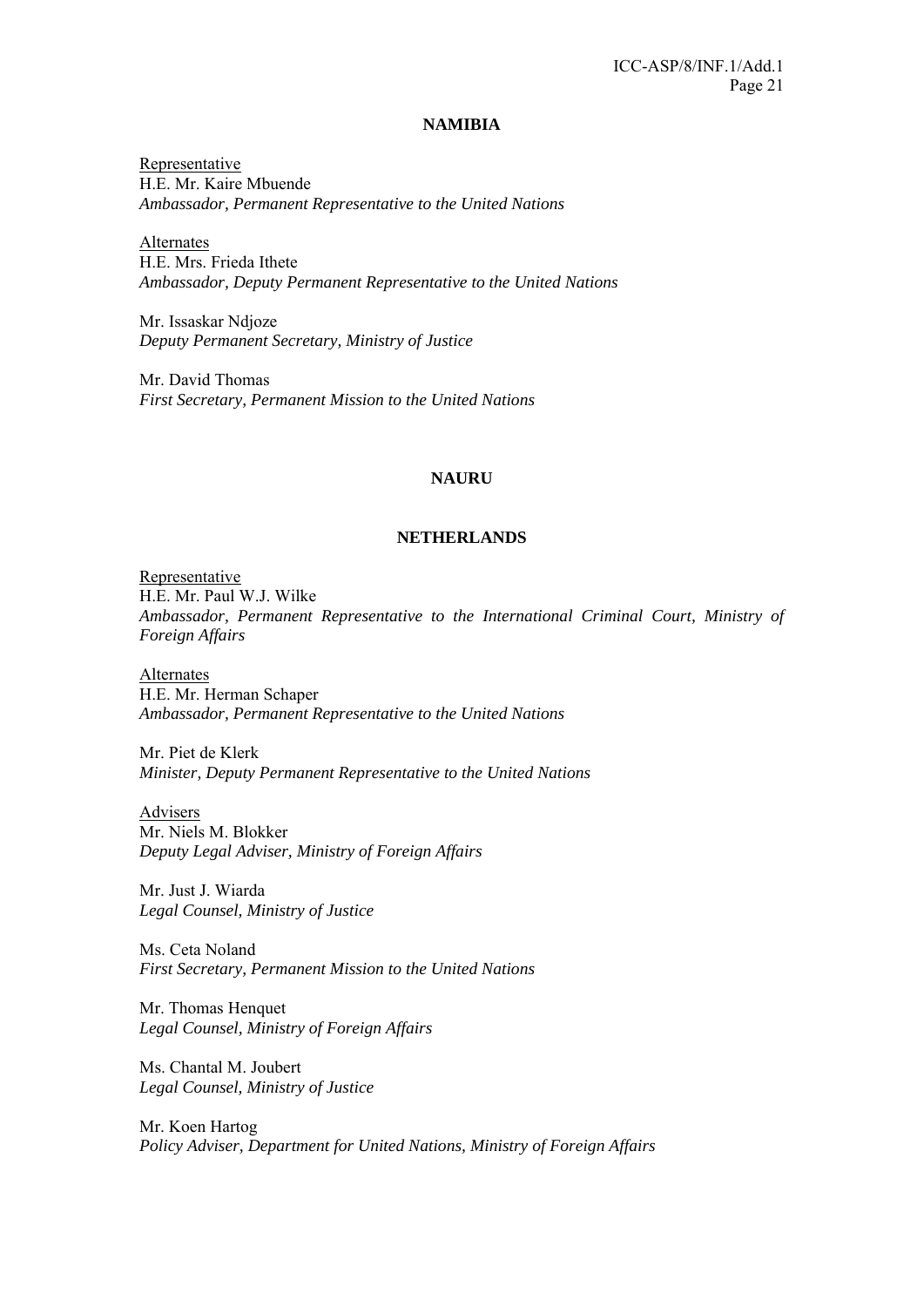## NAMIBIA

Representative
H.E. Mr. Kaire Mbuende
*Ambassador, Permanent Representative to the United Nations*

Alternates
H.E. Mrs. Frieda Ithete
*Ambassador, Deputy Permanent Representative to the United Nations*

Mr. Issaskar Ndjoze
*Deputy Permanent Secretary, Ministry of Justice*

Mr. David Thomas
*First Secretary, Permanent Mission to the United Nations*

## NAURU

## NETHERLANDS

Representative
H.E. Mr. Paul W.J. Wilke
*Ambassador, Permanent Representative to the International Criminal Court, Ministry of Foreign Affairs*

Alternates
H.E. Mr. Herman Schaper
*Ambassador, Permanent Representative to the United Nations*

Mr. Piet de Klerk
*Minister, Deputy Permanent Representative to the United Nations*

Advisers
Mr. Niels M. Blokker
*Deputy Legal Adviser, Ministry of Foreign Affairs*

Mr. Just J. Wiarda
*Legal Counsel, Ministry of Justice*

Ms. Ceta Noland
*First Secretary, Permanent Mission to the United Nations*

Mr. Thomas Henquet
*Legal Counsel, Ministry of Foreign Affairs*

Ms. Chantal M. Joubert
*Legal Counsel, Ministry of Justice*

Mr. Koen Hartog
*Policy Adviser, Department for United Nations, Ministry of Foreign Affairs*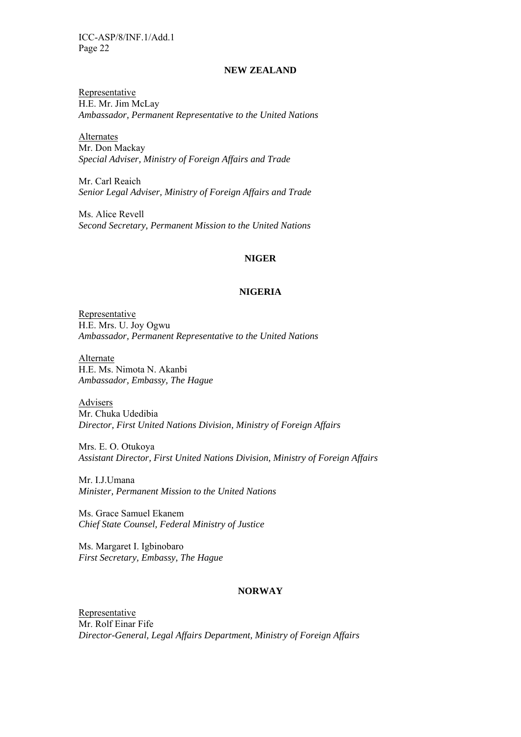**NEW ZEALAND**

Representative
H.E. Mr. Jim McLay
*Ambassador, Permanent Representative to the United Nations*

Alternates
Mr. Don Mackay
*Special Adviser, Ministry of Foreign Affairs and Trade*

Mr. Carl Reaich
*Senior Legal Adviser, Ministry of Foreign Affairs and Trade*

Ms. Alice Revell
*Second Secretary, Permanent Mission to the United Nations*

**NIGER**

**NIGERIA**

Representative
H.E. Mrs. U. Joy Ogwu
*Ambassador, Permanent Representative to the United Nations*

Alternate
H.E. Ms. Nimota N. Akanbi
*Ambassador, Embassy, The Hague*

Advisers
Mr. Chuka Udedibia
*Director, First United Nations Division, Ministry of Foreign Affairs*

Mrs. E. O. Otukoya
*Assistant Director, First United Nations Division, Ministry of Foreign Affairs*

Mr. I.J.Umana
*Minister, Permanent Mission to the United Nations*

Ms. Grace Samuel Ekanem
*Chief State Counsel, Federal Ministry of Justice*

Ms. Margaret I. Igbinobaro
*First Secretary, Embassy, The Hague*

**NORWAY**

Representative
Mr. Rolf Einar Fife
*Director-General, Legal Affairs Department, Ministry of Foreign Affairs*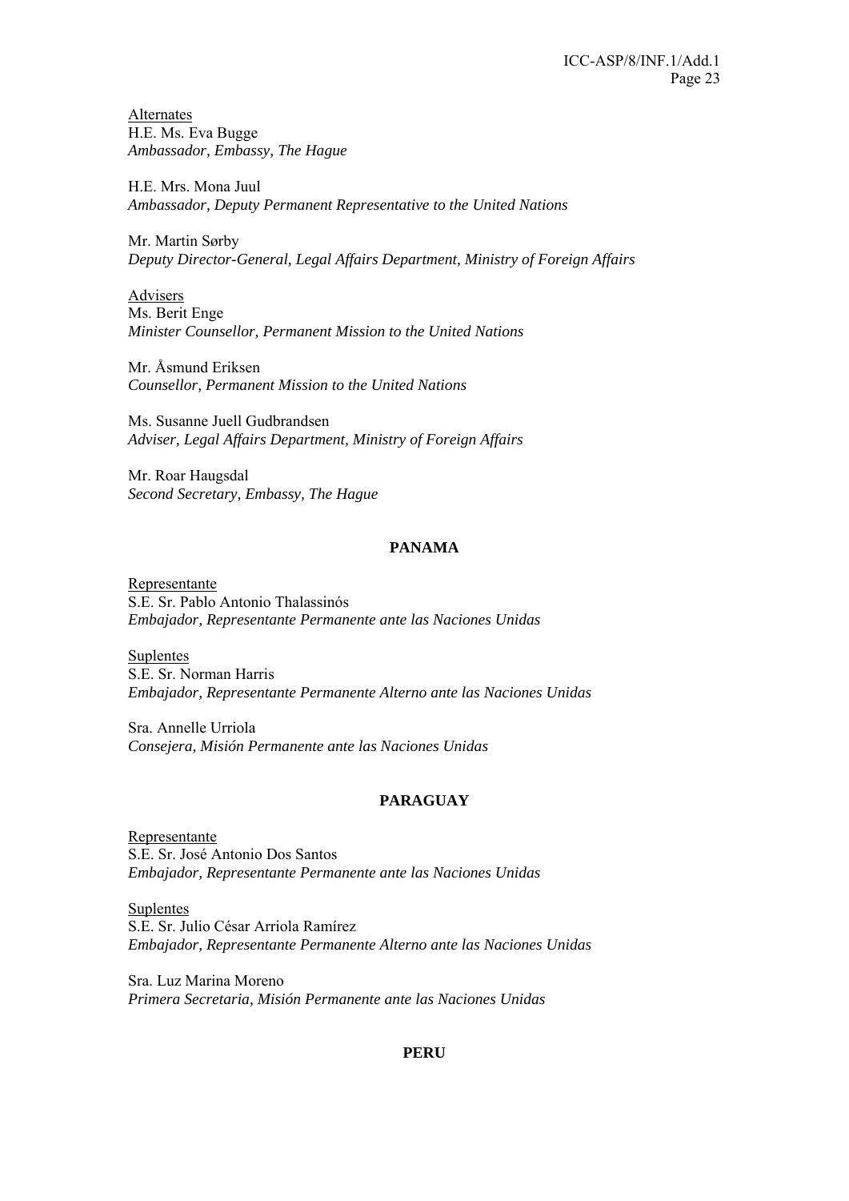<u>Alternates</u>
H.E. Ms. Eva Bugge
*Ambassador, Embassy, The Hague*

H.E. Mrs. Mona Juul
*Ambassador, Deputy Permanent Representative to the United Nations*

Mr. Martin Sørby
*Deputy Director-General, Legal Affairs Department, Ministry of Foreign Affairs*

<u>Advisers</u>
Ms. Berit Enge
*Minister Counsellor, Permanent Mission to the United Nations*

Mr. Åsmund Eriksen
*Counsellor, Permanent Mission to the United Nations*

Ms. Susanne Juell Gudbrandsen
*Adviser, Legal Affairs Department, Ministry of Foreign Affairs*

Mr. Roar Haugsdal
*Second Secretary, Embassy, The Hague*

**PANAMA**

<u>Representante</u>
S.E. Sr. Pablo Antonio Thalassinós
*Embajador, Representante Permanente ante las Naciones Unidas*

<u>Suplentes</u>
S.E. Sr. Norman Harris
*Embajador, Representante Permanente Alterno ante las Naciones Unidas*

Sra. Annelle Urriola
*Consejera, Misión Permanente ante las Naciones Unidas*

**PARAGUAY**

<u>Representante</u>
S.E. Sr. José Antonio Dos Santos
*Embajador, Representante Permanente ante las Naciones Unidas*

<u>Suplentes</u>
S.E. Sr. Julio César Arriola Ramírez
*Embajador, Representante Permanente Alterno ante las Naciones Unidas*

Sra. Luz Marina Moreno
*Primera Secretaria, Misión Permanente ante las Naciones Unidas*

**PERU**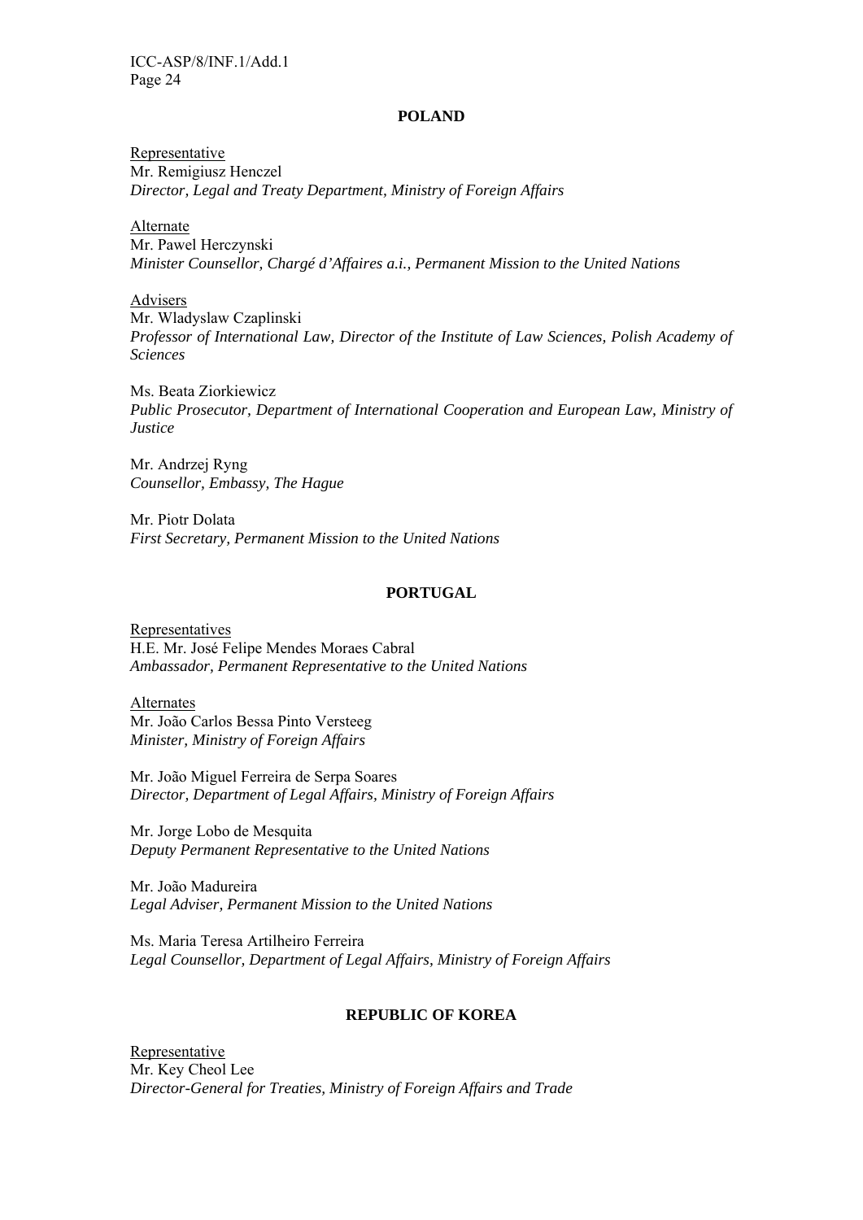**POLAND**

Representative
Mr. Remigiusz Henczel
*Director, Legal and Treaty Department, Ministry of Foreign Affairs*

Alternate
Mr. Pawel Herczynski
*Minister Counsellor, Chargé d'Affaires a.i., Permanent Mission to the United Nations*

Advisers
Mr. Wladyslaw Czaplinski
*Professor of International Law, Director of the Institute of Law Sciences, Polish Academy of Sciences*

Ms. Beata Ziorkiewicz
*Public Prosecutor, Department of International Cooperation and European Law, Ministry of Justice*

Mr. Andrzej Ryng
*Counsellor, Embassy, The Hague*

Mr. Piotr Dolata
*First Secretary, Permanent Mission to the United Nations*

**PORTUGAL**

Representatives
H.E. Mr. José Felipe Mendes Moraes Cabral
*Ambassador, Permanent Representative to the United Nations*

Alternates
Mr. João Carlos Bessa Pinto Versteeg
*Minister, Ministry of Foreign Affairs*

Mr. João Miguel Ferreira de Serpa Soares
*Director, Department of Legal Affairs, Ministry of Foreign Affairs*

Mr. Jorge Lobo de Mesquita
*Deputy Permanent Representative to the United Nations*

Mr. João Madureira
*Legal Adviser, Permanent Mission to the United Nations*

Ms. Maria Teresa Artilheiro Ferreira
*Legal Counsellor, Department of Legal Affairs, Ministry of Foreign Affairs*

**REPUBLIC OF KOREA**

Representative
Mr. Key Cheol Lee
*Director-General for Treaties, Ministry of Foreign Affairs and Trade*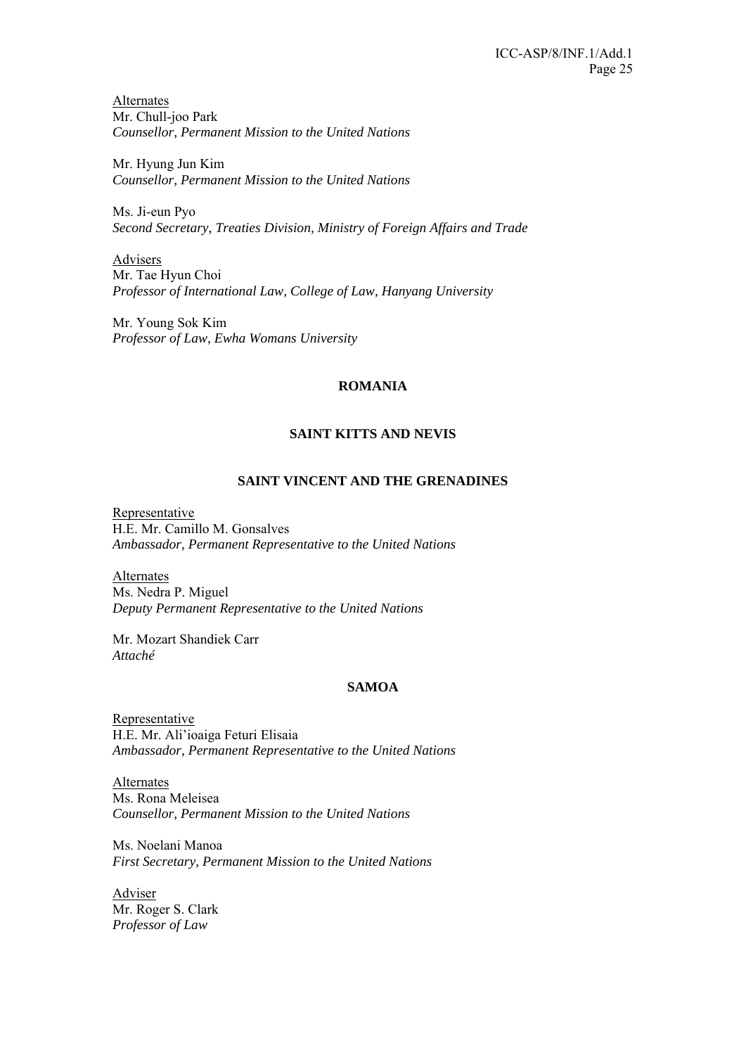Alternates
Mr. Chull-joo Park
*Counsellor, Permanent Mission to the United Nations*

Mr. Hyung Jun Kim
*Counsellor, Permanent Mission to the United Nations*

Ms. Ji-eun Pyo
*Second Secretary, Treaties Division, Ministry of Foreign Affairs and Trade*

Advisers
Mr. Tae Hyun Choi
*Professor of International Law, College of Law, Hanyang University*

Mr. Young Sok Kim
*Professor of Law, Ewha Womans University*

**ROMANIA**

**SAINT KITTS AND NEVIS**

**SAINT VINCENT AND THE GRENADINES**

Representative
H.E. Mr. Camillo M. Gonsalves
*Ambassador, Permanent Representative to the United Nations*

Alternates
Ms. Nedra P. Miguel
*Deputy Permanent Representative to the United Nations*

Mr. Mozart Shandiek Carr
*Attaché*

**SAMOA**

Representative
H.E. Mr. Ali'ioaiga Feturi Elisaia
*Ambassador, Permanent Representative to the United Nations*

Alternates
Ms. Rona Meleisea
*Counsellor, Permanent Mission to the United Nations*

Ms. Noelani Manoa
*First Secretary, Permanent Mission to the United Nations*

Adviser
Mr. Roger S. Clark
*Professor of Law*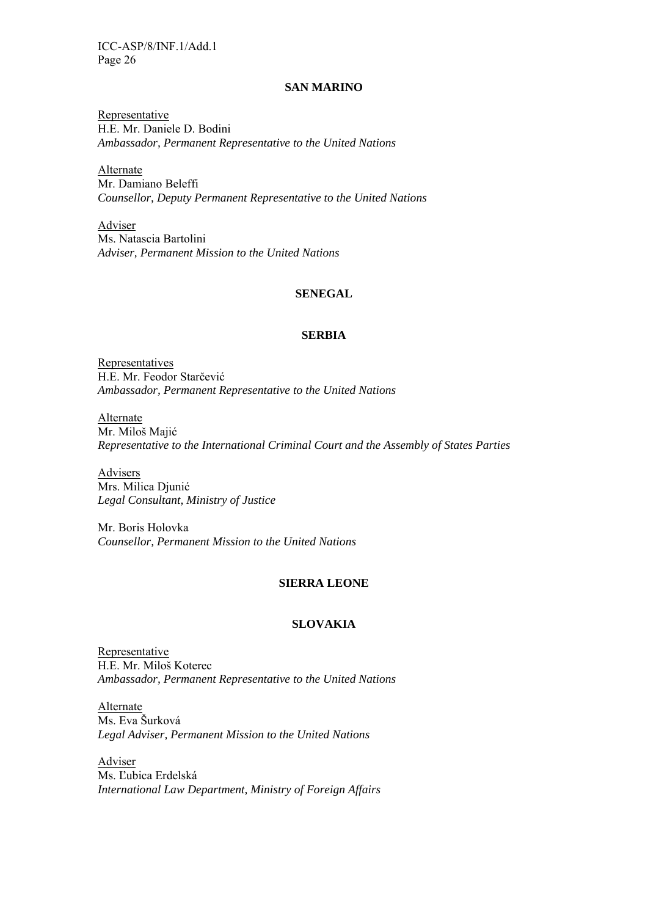## SAN MARINO

Representative
H.E. Mr. Daniele D. Bodini
*Ambassador, Permanent Representative to the United Nations*

Alternate
Mr. Damiano Beleffi
*Counsellor, Deputy Permanent Representative to the United Nations*

Adviser
Ms. Natascia Bartolini
*Adviser, Permanent Mission to the United Nations*

## SENEGAL

## SERBIA

Representatives
H.E. Mr. Feodor Starčević
*Ambassador, Permanent Representative to the United Nations*

Alternate
Mr. Miloš Majić
*Representative to the International Criminal Court and the Assembly of States Parties*

Advisers
Mrs. Milica Djunić
*Legal Consultant, Ministry of Justice*

Mr. Boris Holovka
*Counsellor, Permanent Mission to the United Nations*

## SIERRA LEONE

## SLOVAKIA

Representative
H.E. Mr. Miloš Koterec
*Ambassador, Permanent Representative to the United Nations*

Alternate
Ms. Eva Šurková
*Legal Adviser, Permanent Mission to the United Nations*

Adviser
Ms. Ľubica Erdelská
*International Law Department, Ministry of Foreign Affairs*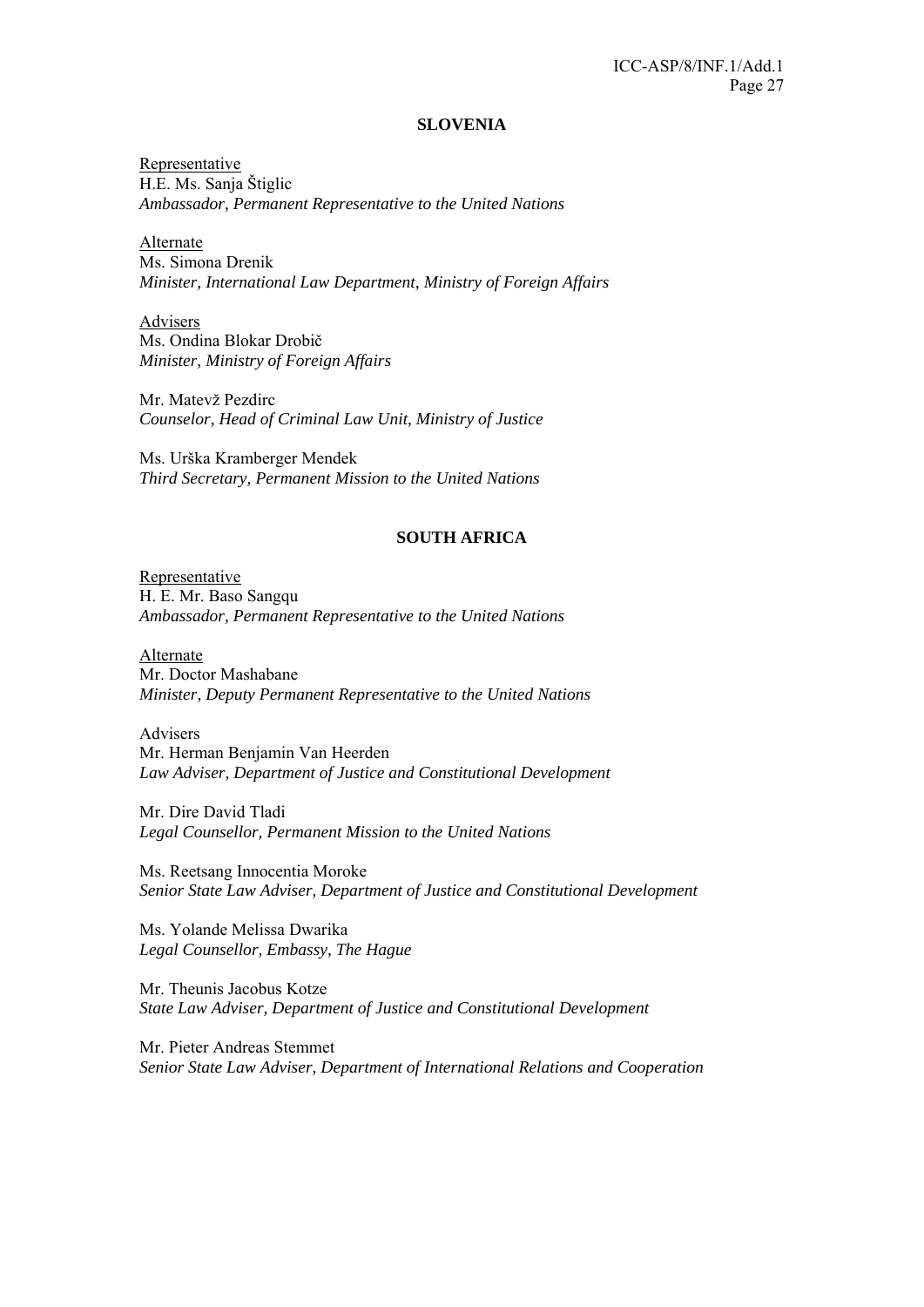## SLOVENIA

Representative
H.E. Ms. Sanja Štiglic
*Ambassador, Permanent Representative to the United Nations*

Alternate
Ms. Simona Drenik
*Minister, International Law Department, Ministry of Foreign Affairs*

Advisers
Ms. Ondina Blokar Drobič
*Minister, Ministry of Foreign Affairs*

Mr. Matevž Pezdirc
*Counselor, Head of Criminal Law Unit, Ministry of Justice*

Ms. Urška Kramberger Mendek
*Third Secretary, Permanent Mission to the United Nations*

## SOUTH AFRICA

Representative
H. E. Mr. Baso Sangqu
*Ambassador, Permanent Representative to the United Nations*

Alternate
Mr. Doctor Mashabane
*Minister, Deputy Permanent Representative to the United Nations*

Advisers
Mr. Herman Benjamin Van Heerden
*Law Adviser, Department of Justice and Constitutional Development*

Mr. Dire David Tladi
*Legal Counsellor, Permanent Mission to the United Nations*

Ms. Reetsang Innocentia Moroke
*Senior State Law Adviser, Department of Justice and Constitutional Development*

Ms. Yolande Melissa Dwarika
*Legal Counsellor, Embassy, The Hague*

Mr. Theunis Jacobus Kotze
*State Law Adviser, Department of Justice and Constitutional Development*

Mr. Pieter Andreas Stemmet
*Senior State Law Adviser, Department of International Relations and Cooperation*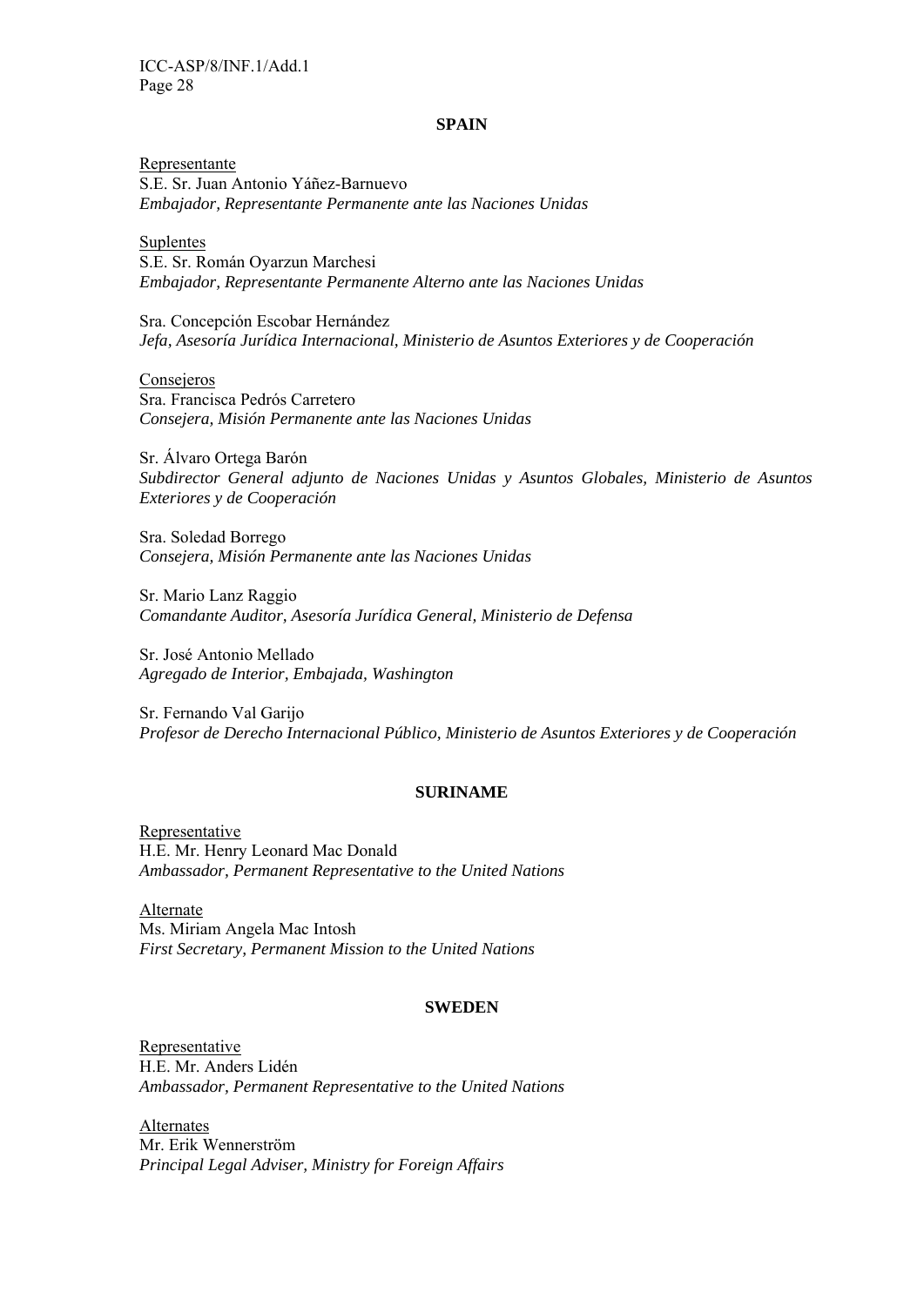**SPAIN**

Representante
S.E. Sr. Juan Antonio Yáñez-Barnuevo
*Embajador, Representante Permanente ante las Naciones Unidas*

Suplentes
S.E. Sr. Román Oyarzun Marchesi
*Embajador, Representante Permanente Alterno ante las Naciones Unidas*

Sra. Concepción Escobar Hernández
*Jefa, Asesoría Jurídica Internacional, Ministerio de Asuntos Exteriores y de Cooperación*

Consejeros
Sra. Francisca Pedrós Carretero
*Consejera, Misión Permanente ante las Naciones Unidas*

Sr. Álvaro Ortega Barón
*Subdirector General adjunto de Naciones Unidas y Asuntos Globales, Ministerio de Asuntos Exteriores y de Cooperación*

Sra. Soledad Borrego
*Consejera, Misión Permanente ante las Naciones Unidas*

Sr. Mario Lanz Raggio
*Comandante Auditor, Asesoría Jurídica General, Ministerio de Defensa*

Sr. José Antonio Mellado
*Agregado de Interior, Embajada, Washington*

Sr. Fernando Val Garijo
*Profesor de Derecho Internacional Público, Ministerio de Asuntos Exteriores y de Cooperación*

**SURINAME**

Representative
H.E. Mr. Henry Leonard Mac Donald
*Ambassador, Permanent Representative to the United Nations*

Alternate
Ms. Miriam Angela Mac Intosh
*First Secretary, Permanent Mission to the United Nations*

**SWEDEN**

Representative
H.E. Mr. Anders Lidén
*Ambassador, Permanent Representative to the United Nations*

Alternates
Mr. Erik Wennerström
*Principal Legal Adviser, Ministry for Foreign Affairs*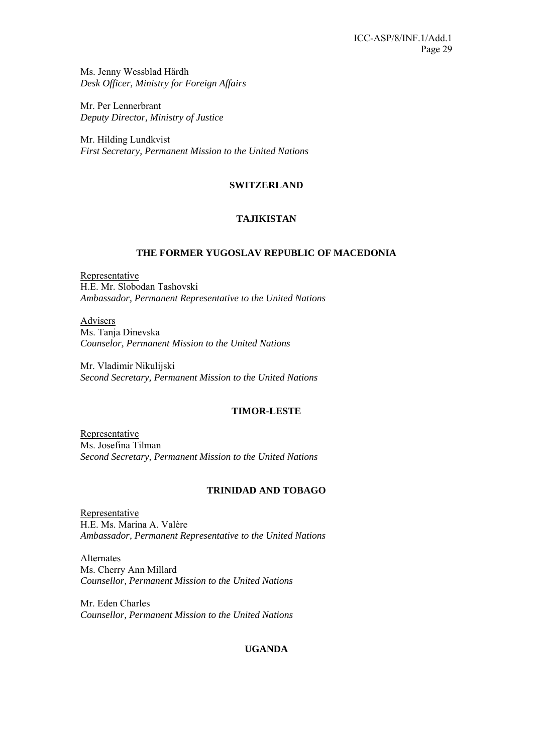Ms. Jenny Wessblad Härdh
*Desk Officer, Ministry for Foreign Affairs*

Mr. Per Lennerbrant
*Deputy Director, Ministry of Justice*

Mr. Hilding Lundkvist
*First Secretary, Permanent Mission to the United Nations*

**SWITZERLAND**

**TAJIKISTAN**

**THE FORMER YUGOSLAV REPUBLIC OF MACEDONIA**

Representative
H.E. Mr. Slobodan Tashovski
*Ambassador, Permanent Representative to the United Nations*

Advisers
Ms. Tanja Dinevska
*Counselor, Permanent Mission to the United Nations*

Mr. Vladimir Nikulijski
*Second Secretary, Permanent Mission to the United Nations*

**TIMOR-LESTE**

Representative
Ms. Josefina Tilman
*Second Secretary, Permanent Mission to the United Nations*

**TRINIDAD AND TOBAGO**

Representative
H.E. Ms. Marina A. Valère
*Ambassador, Permanent Representative to the United Nations*

Alternates
Ms. Cherry Ann Millard
*Counsellor, Permanent Mission to the United Nations*

Mr. Eden Charles
*Counsellor, Permanent Mission to the United Nations*

**UGANDA**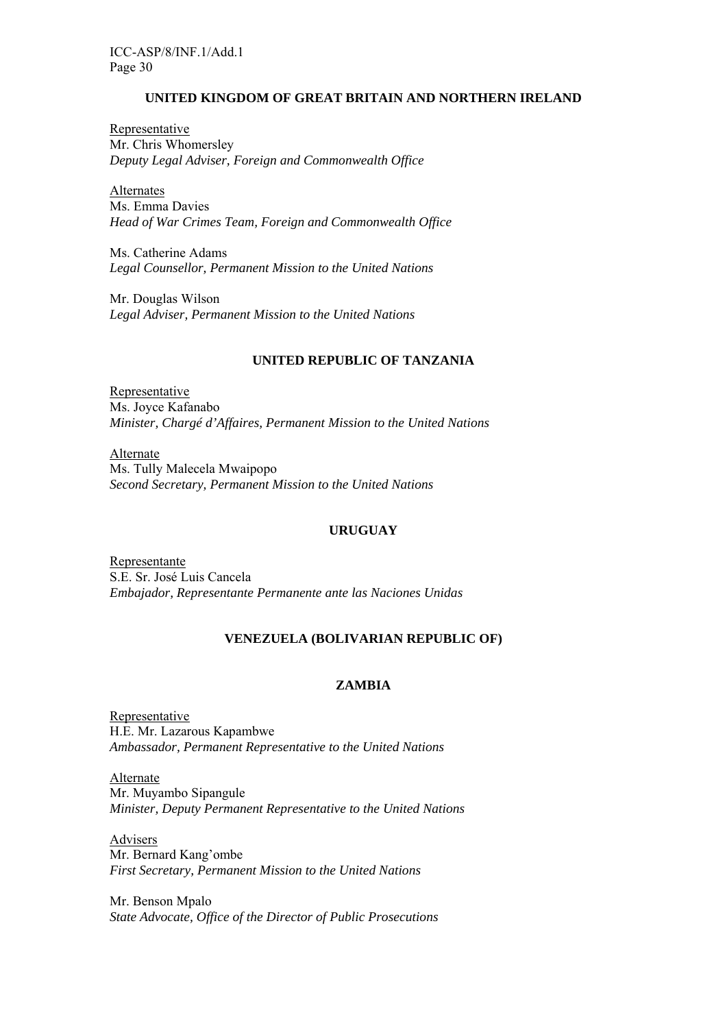## UNITED KINGDOM OF GREAT BRITAIN AND NORTHERN IRELAND

Representative
Mr. Chris Whomersley
*Deputy Legal Adviser, Foreign and Commonwealth Office*

Alternates
Ms. Emma Davies
*Head of War Crimes Team, Foreign and Commonwealth Office*

Ms. Catherine Adams
*Legal Counsellor, Permanent Mission to the United Nations*

Mr. Douglas Wilson
*Legal Adviser, Permanent Mission to the United Nations*

## UNITED REPUBLIC OF TANZANIA

Representative
Ms. Joyce Kafanabo
*Minister, Chargé d'Affaires, Permanent Mission to the United Nations*

Alternate
Ms. Tully Malecela Mwaipopo
*Second Secretary, Permanent Mission to the United Nations*

## URUGUAY

Representante
S.E. Sr. José Luis Cancela
*Embajador, Representante Permanente ante las Naciones Unidas*

## VENEZUELA (BOLIVARIAN REPUBLIC OF)

## ZAMBIA

Representative
H.E. Mr. Lazarous Kapambwe
*Ambassador, Permanent Representative to the United Nations*

Alternate
Mr. Muyambo Sipangule
*Minister, Deputy Permanent Representative to the United Nations*

Advisers
Mr. Bernard Kang'ombe
*First Secretary, Permanent Mission to the United Nations*

Mr. Benson Mpalo
*State Advocate, Office of the Director of Public Prosecutions*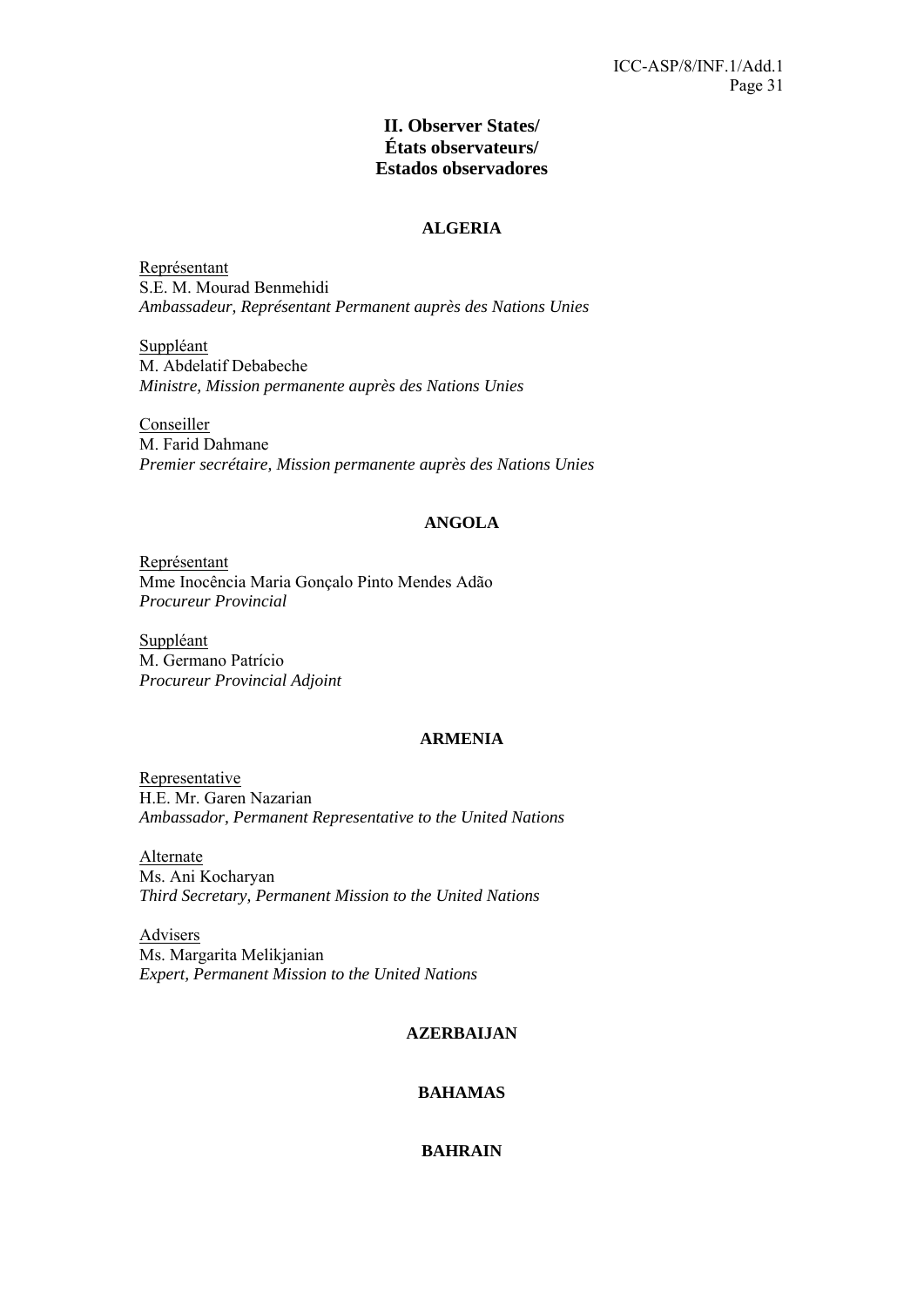## II. Observer States/
## États observateurs/
## Estados observadores

### ALGERIA

Représentant
S.E. M. Mourad Benmehidi
*Ambassadeur, Représentant Permanent auprès des Nations Unies*

Suppléant
M. Abdelatif Debabeche
*Ministre, Mission permanente auprès des Nations Unies*

Conseiller
M. Farid Dahmane
*Premier secrétaire, Mission permanente auprès des Nations Unies*

### ANGOLA

Représentant
Mme Inocência Maria Gonçalo Pinto Mendes Adão
*Procureur Provincial*

Suppléant
M. Germano Patrício
*Procureur Provincial Adjoint*

### ARMENIA

Representative
H.E. Mr. Garen Nazarian
*Ambassador, Permanent Representative to the United Nations*

Alternate
Ms. Ani Kocharyan
*Third Secretary, Permanent Mission to the United Nations*

Advisers
Ms. Margarita Melikjanian
*Expert, Permanent Mission to the United Nations*

### AZERBAIJAN

### BAHAMAS

### BAHRAIN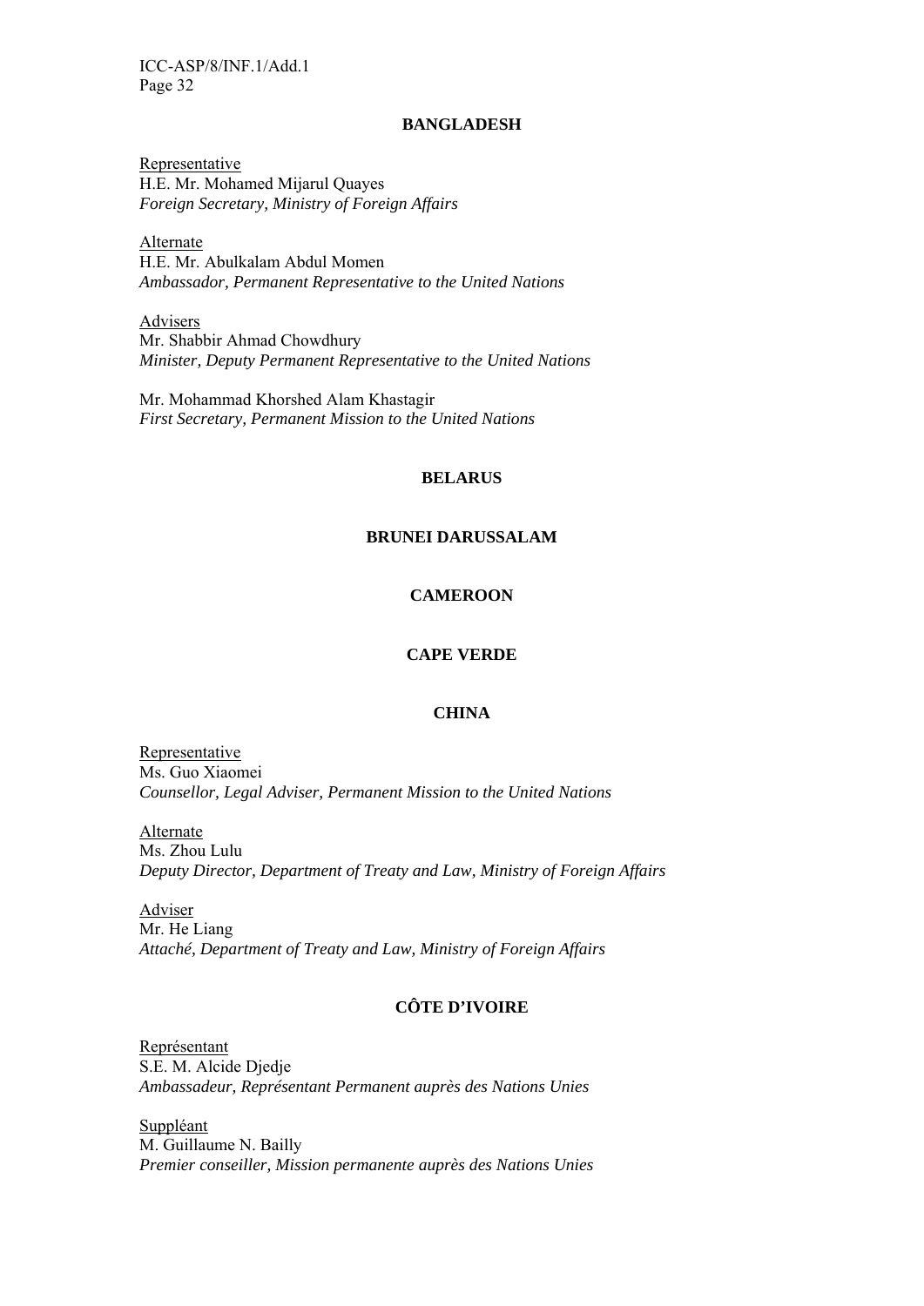## BANGLADESH

Representative
H.E. Mr. Mohamed Mijarul Quayes
*Foreign Secretary, Ministry of Foreign Affairs*

Alternate
H.E. Mr. Abulkalam Abdul Momen
*Ambassador, Permanent Representative to the United Nations*

Advisers
Mr. Shabbir Ahmad Chowdhury
*Minister, Deputy Permanent Representative to the United Nations*

Mr. Mohammad Khorshed Alam Khastagir
*First Secretary, Permanent Mission to the United Nations*

## BELARUS

## BRUNEI DARUSSALAM

## CAMEROON

## CAPE VERDE

## CHINA

Representative
Ms. Guo Xiaomei
*Counsellor, Legal Adviser, Permanent Mission to the United Nations*

Alternate
Ms. Zhou Lulu
*Deputy Director, Department of Treaty and Law, Ministry of Foreign Affairs*

Adviser
Mr. He Liang
*Attaché, Department of Treaty and Law, Ministry of Foreign Affairs*

## CÔTE D'IVOIRE

Représentant
S.E. M. Alcide Djedje
*Ambassadeur, Représentant Permanent auprès des Nations Unies*

Suppléant
M. Guillaume N. Bailly
*Premier conseiller, Mission permanente auprès des Nations Unies*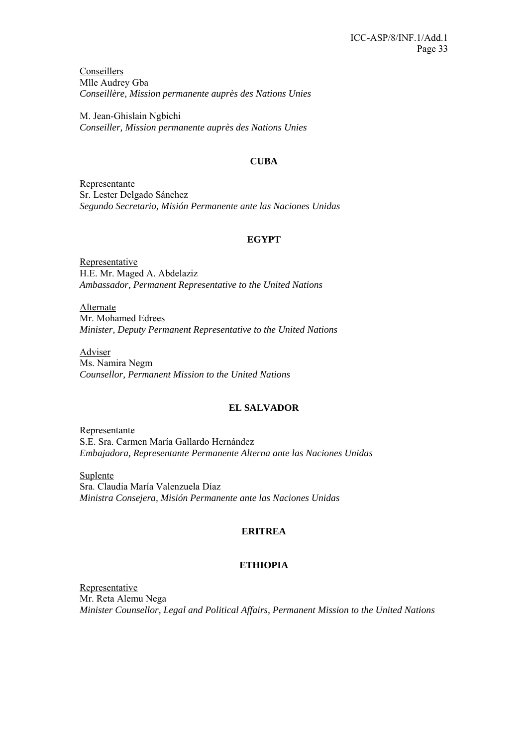Conseillers
Mlle Audrey Gba
*Conseillère, Mission permanente auprès des Nations Unies*

M. Jean-Ghislain Ngbichi
*Conseiller, Mission permanente auprès des Nations Unies*

## CUBA

Representante
Sr. Lester Delgado Sánchez
*Segundo Secretario, Misión Permanente ante las Naciones Unidas*

## EGYPT

Representative
H.E. Mr. Maged A. Abdelaziz
*Ambassador, Permanent Representative to the United Nations*

Alternate
Mr. Mohamed Edrees
*Minister, Deputy Permanent Representative to the United Nations*

Adviser
Ms. Namira Negm
*Counsellor, Permanent Mission to the United Nations*

## EL SALVADOR

Representante
S.E. Sra. Carmen María Gallardo Hernández
*Embajadora, Representante Permanente Alterna ante las Naciones Unidas*

Suplente
Sra. Claudia María Valenzuela Díaz
*Ministra Consejera, Misión Permanente ante las Naciones Unidas*

## ERITREA

## ETHIOPIA

Representative
Mr. Reta Alemu Nega
*Minister Counsellor, Legal and Political Affairs, Permanent Mission to the United Nations*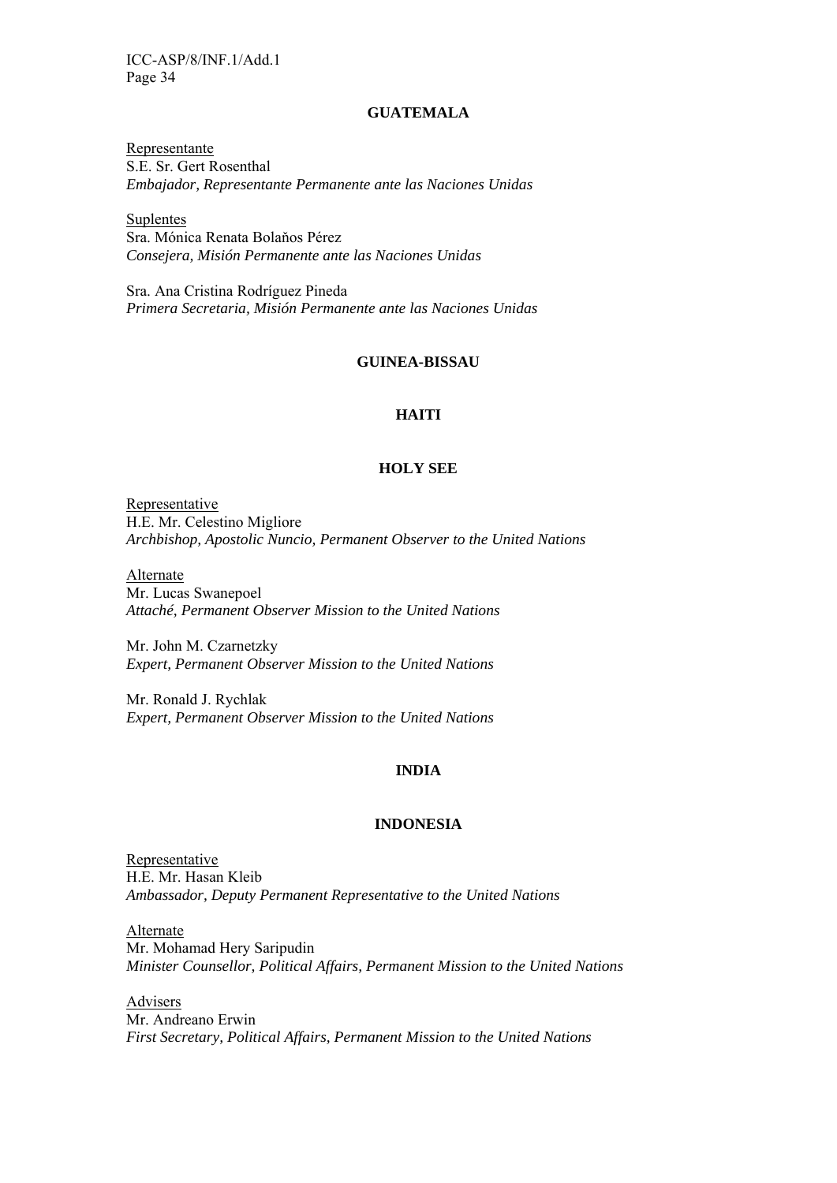## GUATEMALA

Representante
S.E. Sr. Gert Rosenthal
*Embajador, Representante Permanente ante las Naciones Unidas*

Suplentes
Sra. Mónica Renata Bolaňos Pérez
*Consejera, Misión Permanente ante las Naciones Unidas*

Sra. Ana Cristina Rodríguez Pineda
*Primera Secretaria, Misión Permanente ante las Naciones Unidas*

## GUINEA-BISSAU

## HAITI

## HOLY SEE

Representative
H.E. Mr. Celestino Migliore
*Archbishop, Apostolic Nuncio, Permanent Observer to the United Nations*

Alternate
Mr. Lucas Swanepoel
*Attaché, Permanent Observer Mission to the United Nations*

Mr. John M. Czarnetzky
*Expert, Permanent Observer Mission to the United Nations*

Mr. Ronald J. Rychlak
*Expert, Permanent Observer Mission to the United Nations*

## INDIA

## INDONESIA

Representative
H.E. Mr. Hasan Kleib
*Ambassador, Deputy Permanent Representative to the United Nations*

Alternate
Mr. Mohamad Hery Saripudin
*Minister Counsellor, Political Affairs, Permanent Mission to the United Nations*

Advisers
Mr. Andreano Erwin
*First Secretary, Political Affairs, Permanent Mission to the United Nations*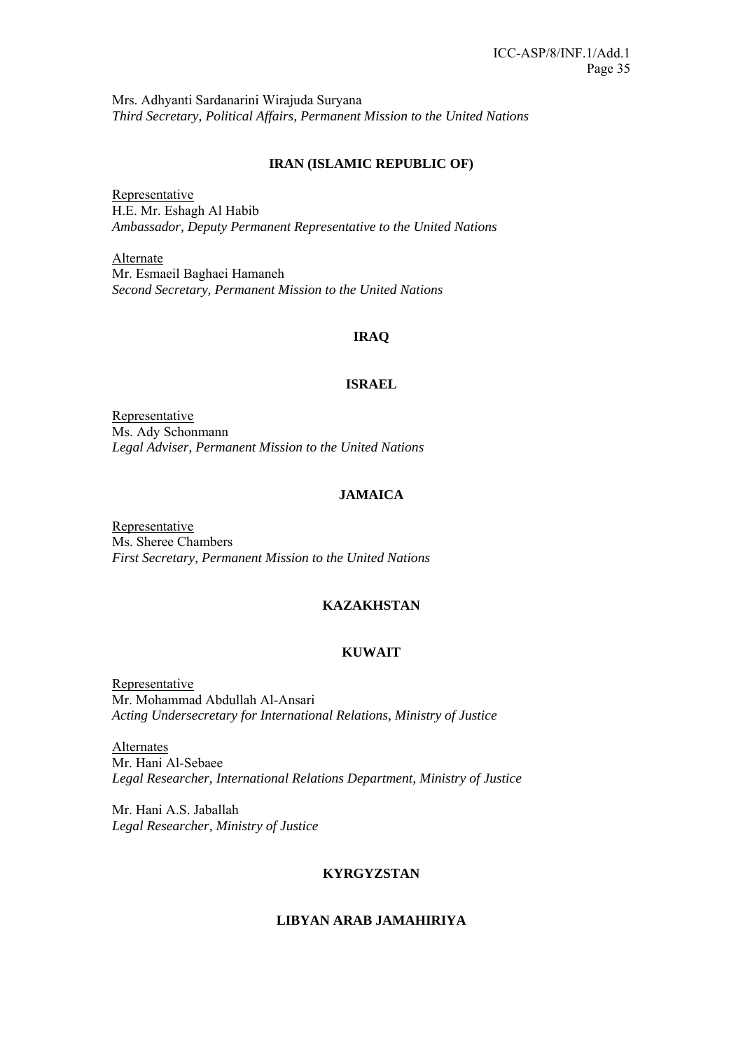Mrs. Adhyanti Sardanarini Wirajuda Suryana
*Third Secretary, Political Affairs, Permanent Mission to the United Nations*

**IRAN (ISLAMIC REPUBLIC OF)**

Representative
H.E. Mr. Eshagh Al Habib
*Ambassador, Deputy Permanent Representative to the United Nations*

Alternate
Mr. Esmaeil Baghaei Hamaneh
*Second Secretary, Permanent Mission to the United Nations*

**IRAQ**

**ISRAEL**

Representative
Ms. Ady Schonmann
*Legal Adviser, Permanent Mission to the United Nations*

**JAMAICA**

Representative
Ms. Sheree Chambers
*First Secretary, Permanent Mission to the United Nations*

**KAZAKHSTAN**

**KUWAIT**

Representative
Mr. Mohammad Abdullah Al-Ansari
*Acting Undersecretary for International Relations, Ministry of Justice*

Alternates
Mr. Hani Al-Sebaee
*Legal Researcher, International Relations Department, Ministry of Justice*

Mr. Hani A.S. Jaballah
*Legal Researcher, Ministry of Justice*

**KYRGYZSTAN**

**LIBYAN ARAB JAMAHIRIYA**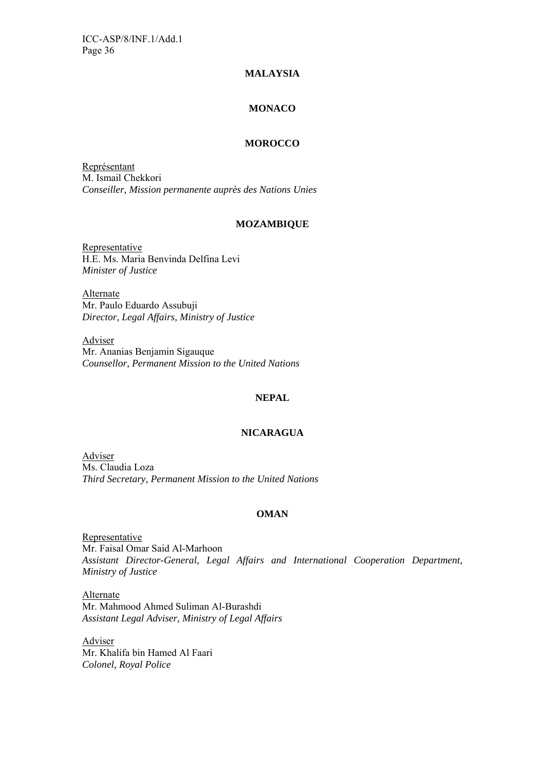**MALAYSIA**

**MONACO**

**MOROCCO**

Représentant
M. Ismail Chekkori
*Conseiller, Mission permanente auprès des Nations Unies*

**MOZAMBIQUE**

Representative
H.E. Ms. Maria Benvinda Delfina Levi
*Minister of Justice*

Alternate
Mr. Paulo Eduardo Assubuji
*Director, Legal Affairs, Ministry of Justice*

Adviser
Mr. Ananias Benjamin Sigauque
*Counsellor, Permanent Mission to the United Nations*

**NEPAL**

**NICARAGUA**

Adviser
Ms. Claudia Loza
*Third Secretary, Permanent Mission to the United Nations*

**OMAN**

Representative
Mr. Faisal Omar Said Al-Marhoon
*Assistant Director-General, Legal Affairs and International Cooperation Department, Ministry of Justice*

Alternate
Mr. Mahmood Ahmed Suliman Al-Burashdi
*Assistant Legal Adviser, Ministry of Legal Affairs*

Adviser
Mr. Khalifa bin Hamed Al Faari
*Colonel, Royal Police*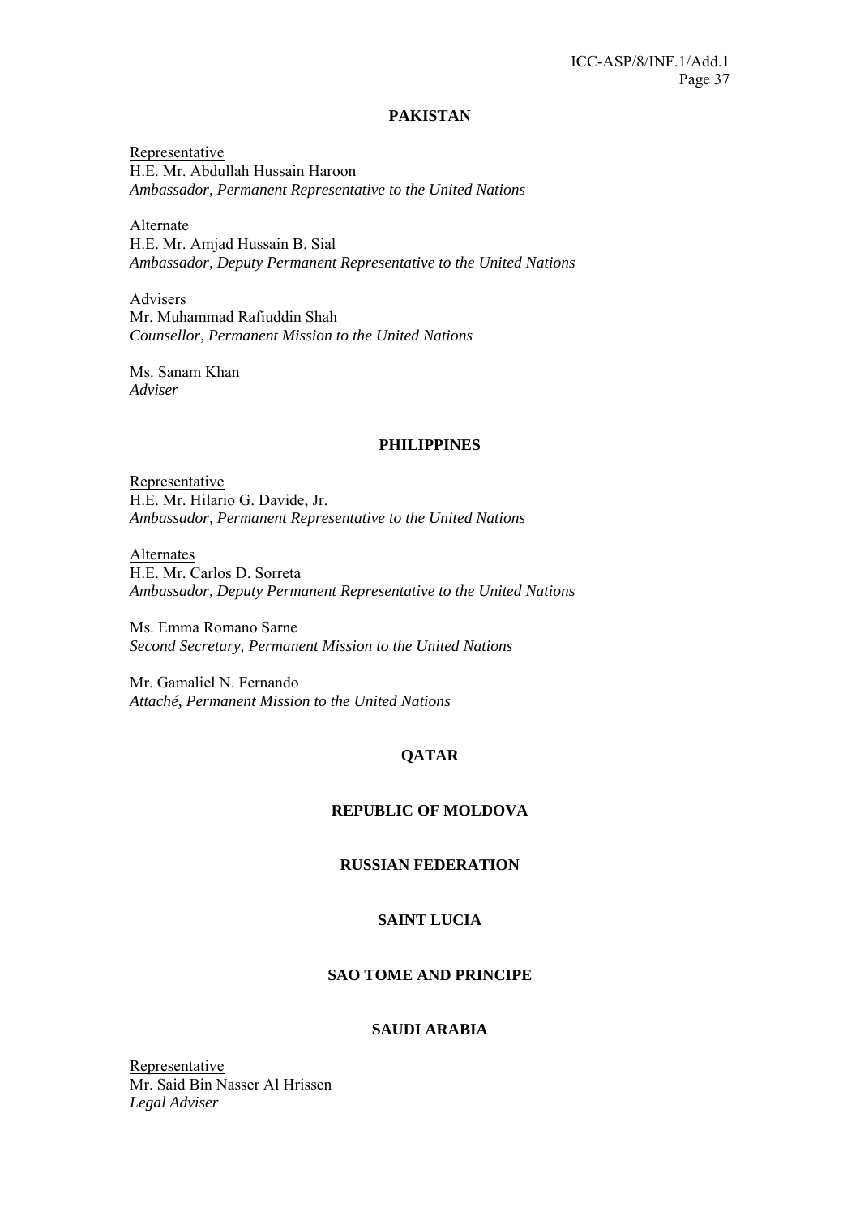**PAKISTAN**

Representative
H.E. Mr. Abdullah Hussain Haroon
*Ambassador, Permanent Representative to the United Nations*

Alternate
H.E. Mr. Amjad Hussain B. Sial
*Ambassador, Deputy Permanent Representative to the United Nations*

Advisers
Mr. Muhammad Rafiuddin Shah
*Counsellor, Permanent Mission to the United Nations*

Ms. Sanam Khan
*Adviser*

**PHILIPPINES**

Representative
H.E. Mr. Hilario G. Davide, Jr.
*Ambassador, Permanent Representative to the United Nations*

Alternates
H.E. Mr. Carlos D. Sorreta
*Ambassador, Deputy Permanent Representative to the United Nations*

Ms. Emma Romano Sarne
*Second Secretary, Permanent Mission to the United Nations*

Mr. Gamaliel N. Fernando
*Attaché, Permanent Mission to the United Nations*

**QATAR**

**REPUBLIC OF MOLDOVA**

**RUSSIAN FEDERATION**

**SAINT LUCIA**

**SAO TOME AND PRINCIPE**

**SAUDI ARABIA**

Representative
Mr. Said Bin Nasser Al Hrissen
*Legal Adviser*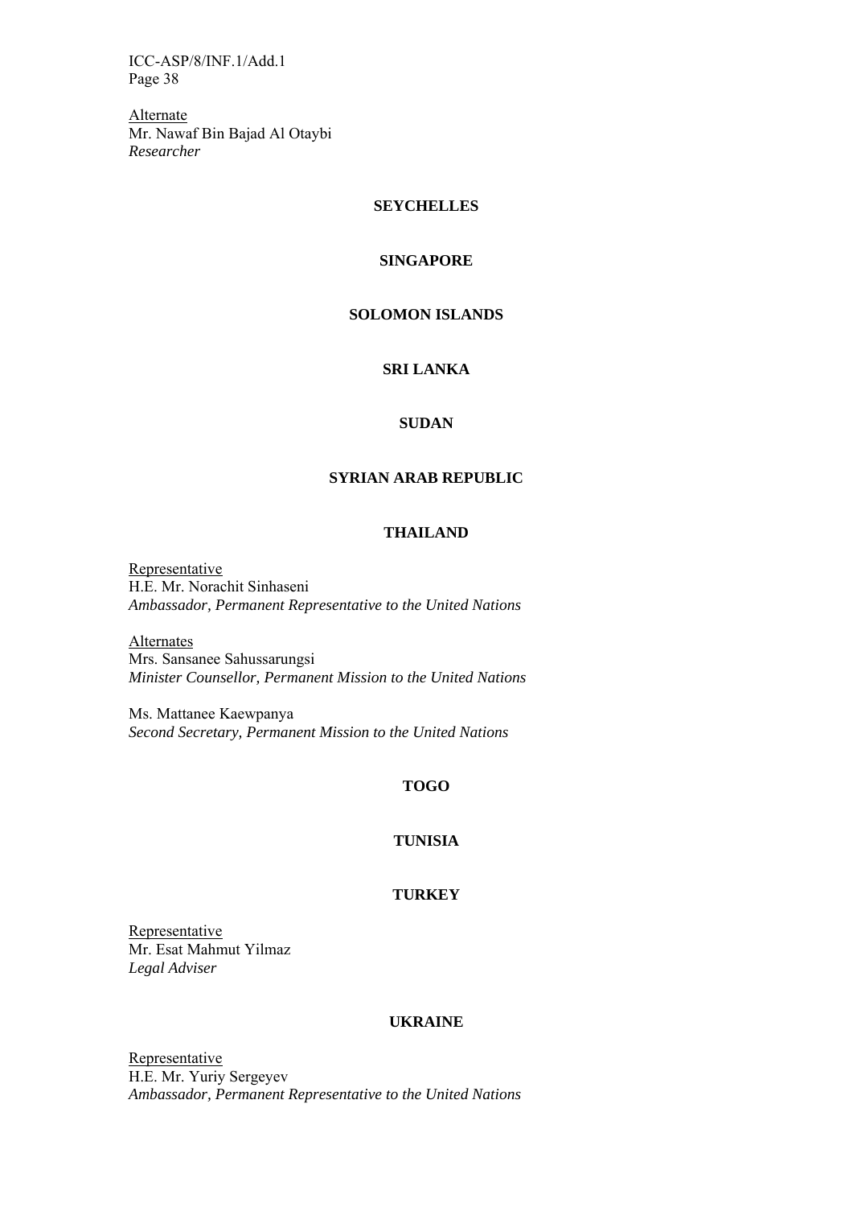Alternate
Mr. Nawaf Bin Bajad Al Otaybi
*Researcher*

**SEYCHELLES**

**SINGAPORE**

**SOLOMON ISLANDS**

**SRI LANKA**

**SUDAN**

**SYRIAN ARAB REPUBLIC**

**THAILAND**

Representative
H.E. Mr. Norachit Sinhaseni
*Ambassador, Permanent Representative to the United Nations*

Alternates
Mrs. Sansanee Sahussarungsi
*Minister Counsellor, Permanent Mission to the United Nations*

Ms. Mattanee Kaewpanya
*Second Secretary, Permanent Mission to the United Nations*

**TOGO**

**TUNISIA**

**TURKEY**

Representative
Mr. Esat Mahmut Yilmaz
*Legal Adviser*

**UKRAINE**

Representative
H.E. Mr. Yuriy Sergeyev
*Ambassador, Permanent Representative to the United Nations*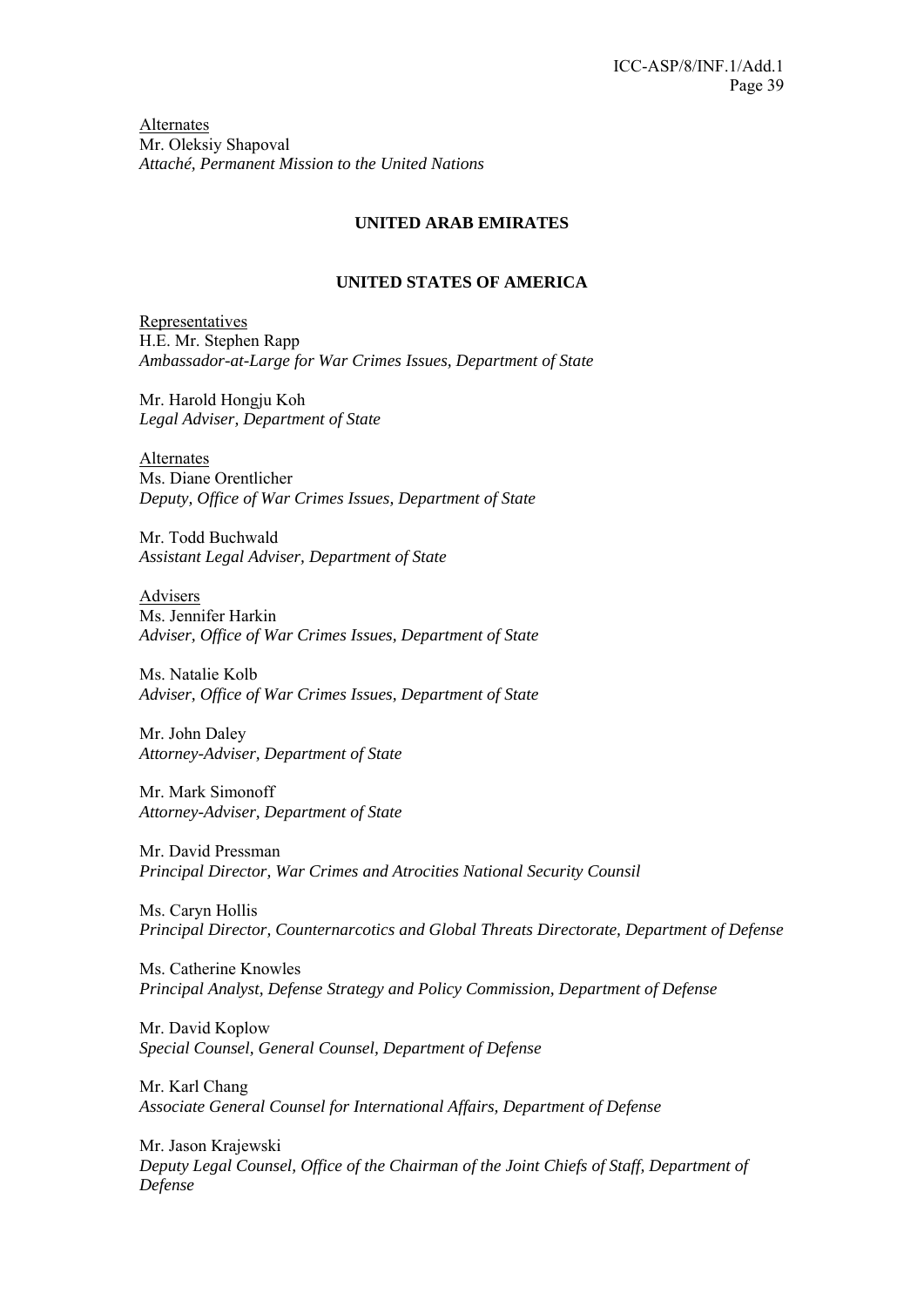Alternates
Mr. Oleksiy Shapoval
*Attaché, Permanent Mission to the United Nations*

**UNITED ARAB EMIRATES**

**UNITED STATES OF AMERICA**

Representatives
H.E. Mr. Stephen Rapp
*Ambassador-at-Large for War Crimes Issues, Department of State*

Mr. Harold Hongju Koh
*Legal Adviser, Department of State*

Alternates
Ms. Diane Orentlicher
*Deputy, Office of War Crimes Issues, Department of State*

Mr. Todd Buchwald
*Assistant Legal Adviser, Department of State*

Advisers
Ms. Jennifer Harkin
*Adviser, Office of War Crimes Issues, Department of State*

Ms. Natalie Kolb
*Adviser, Office of War Crimes Issues, Department of State*

Mr. John Daley
*Attorney-Adviser, Department of State*

Mr. Mark Simonoff
*Attorney-Adviser, Department of State*

Mr. David Pressman
*Principal Director, War Crimes and Atrocities National Security Counsil*

Ms. Caryn Hollis
*Principal Director, Counternarcotics and Global Threats Directorate, Department of Defense*

Ms. Catherine Knowles
*Principal Analyst, Defense Strategy and Policy Commission, Department of Defense*

Mr. David Koplow
*Special Counsel, General Counsel, Department of Defense*

Mr. Karl Chang
*Associate General Counsel for International Affairs, Department of Defense*

Mr. Jason Krajewski
*Deputy Legal Counsel, Office of the Chairman of the Joint Chiefs of Staff, Department of Defense*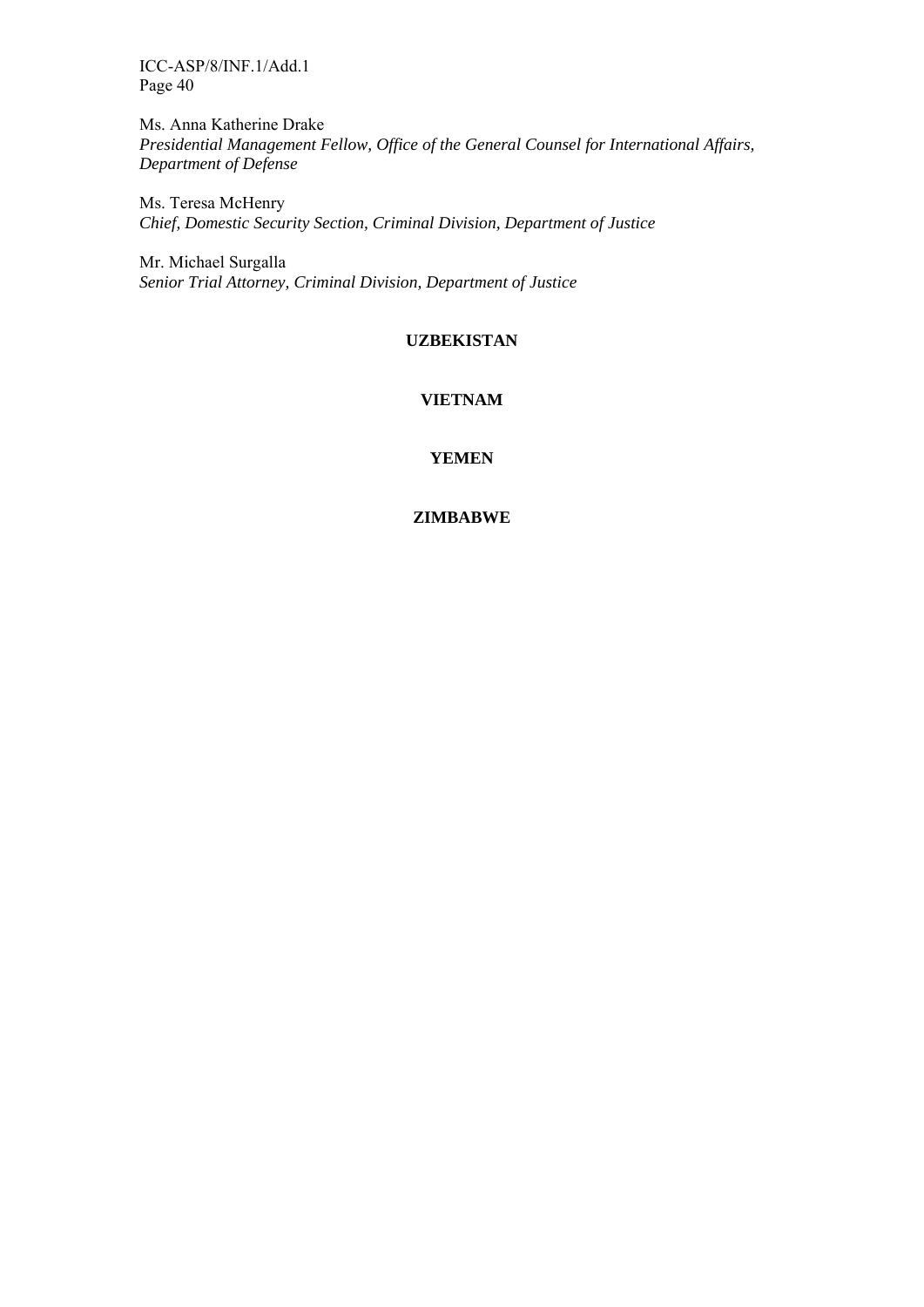Ms. Anna Katherine Drake
*Presidential Management Fellow, Office of the General Counsel for International Affairs, Department of Defense*

Ms. Teresa McHenry
*Chief, Domestic Security Section, Criminal Division, Department of Justice*

Mr. Michael Surgalla
*Senior Trial Attorney, Criminal Division, Department of Justice*

**UZBEKISTAN**

**VIETNAM**

**YEMEN**

**ZIMBABWE**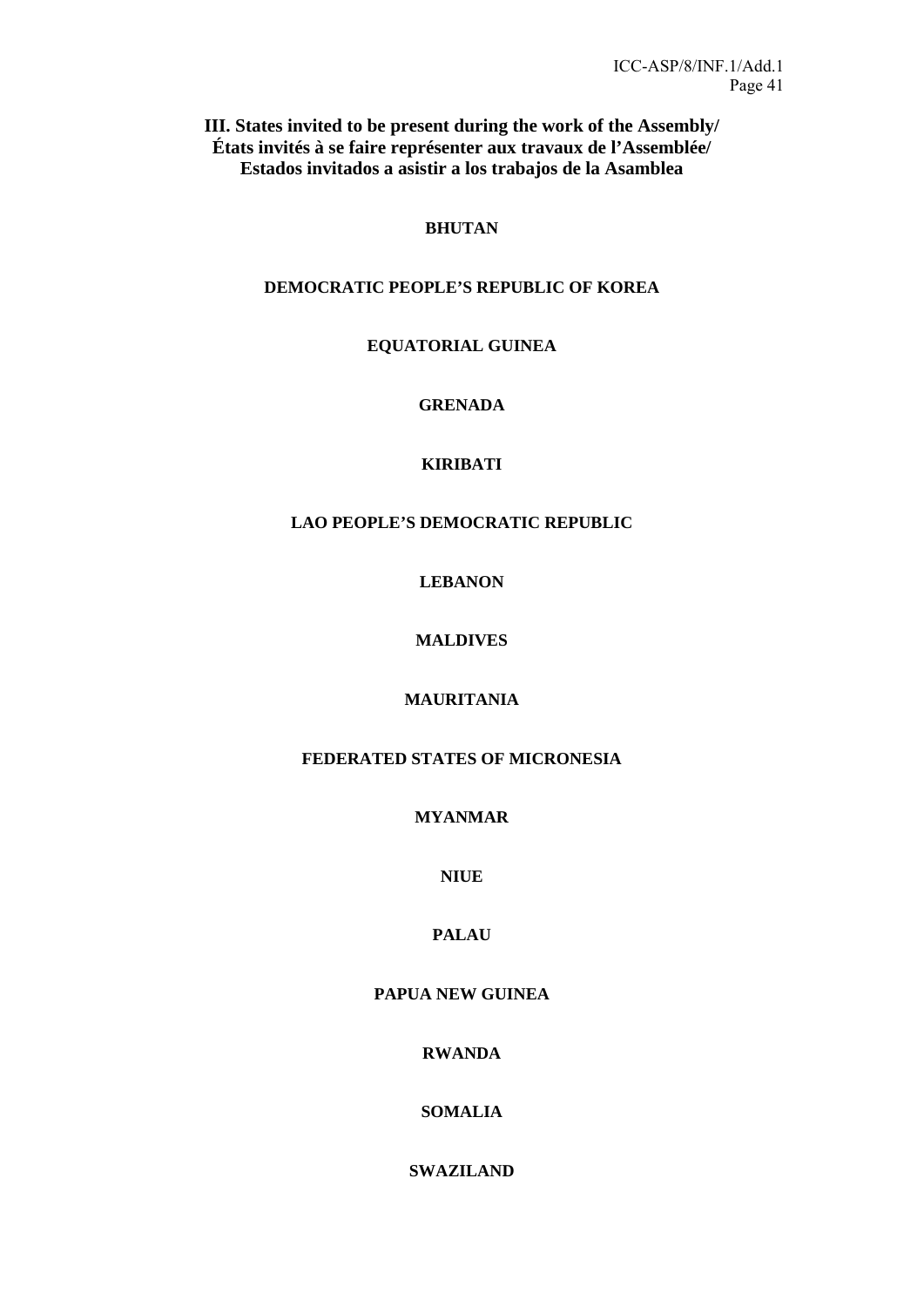## III. States invited to be present during the work of the Assembly/ États invités à se faire représenter aux travaux de l'Assemblée/ Estados invitados a asistir a los trabajos de la Asamblea

**BHUTAN**

**DEMOCRATIC PEOPLE'S REPUBLIC OF KOREA**

**EQUATORIAL GUINEA**

**GRENADA**

**KIRIBATI**

**LAO PEOPLE'S DEMOCRATIC REPUBLIC**

**LEBANON**

**MALDIVES**

**MAURITANIA**

**FEDERATED STATES OF MICRONESIA**

**MYANMAR**

**NIUE**

**PALAU**

**PAPUA NEW GUINEA**

**RWANDA**

**SOMALIA**

**SWAZILAND**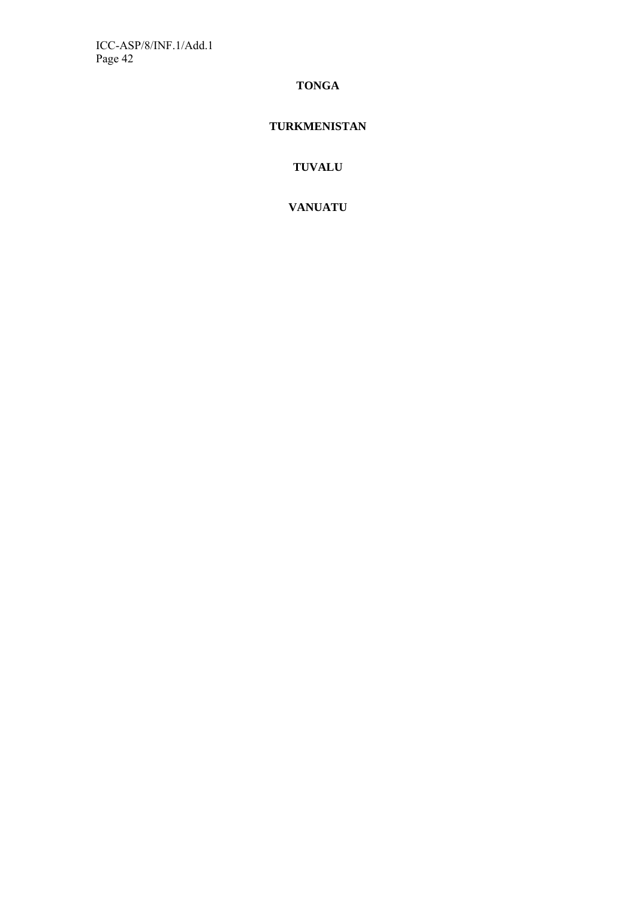**TONGA**

**TURKMENISTAN**

**TUVALU**

**VANUATU**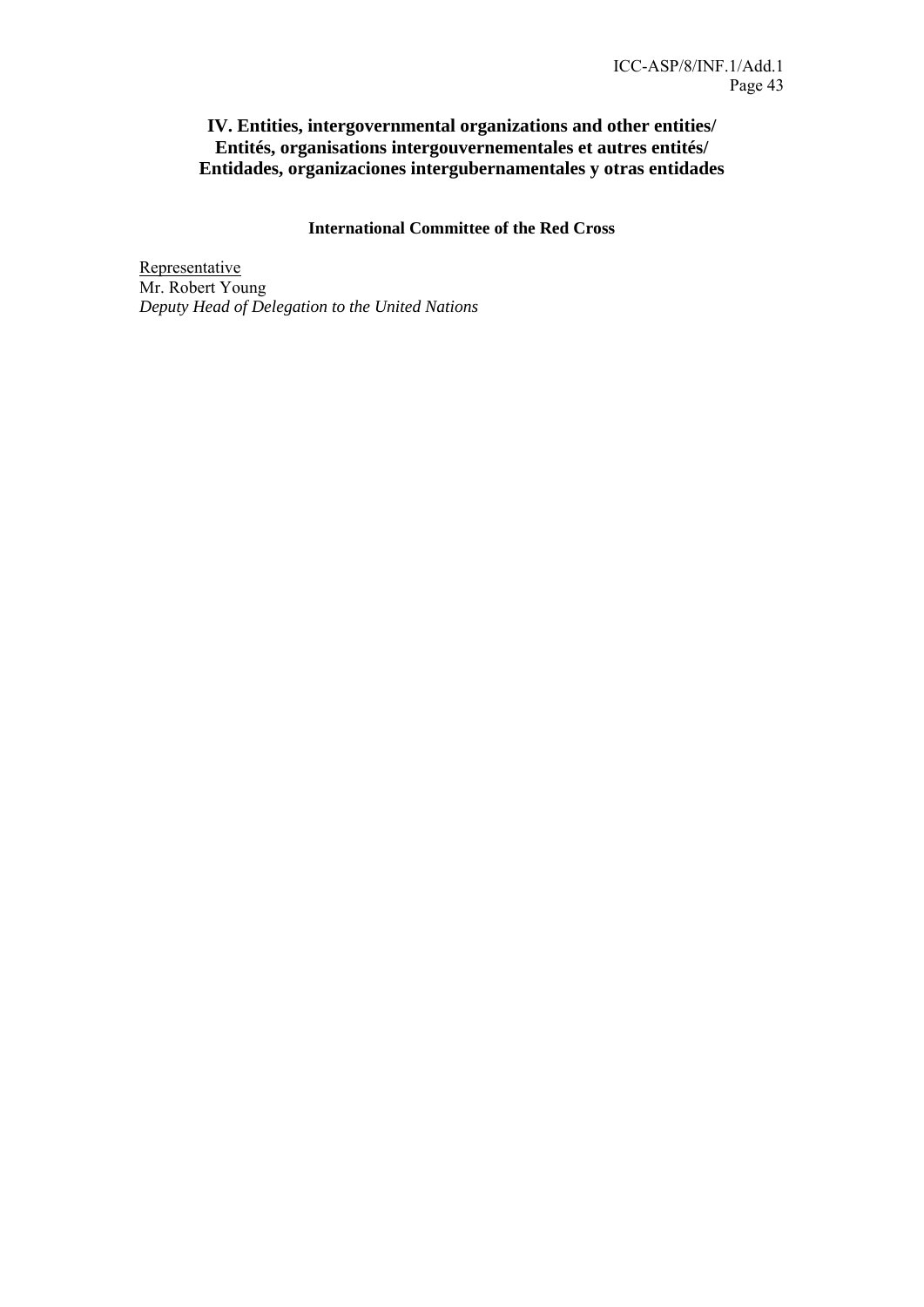# IV. Entities, intergovernmental organizations and other entities/ Entités, organisations intergouvernementales et autres entités/ Entidades, organizaciones intergubernamentales y otras entidades

### International Committee of the Red Cross

Representative
Mr. Robert Young
*Deputy Head of Delegation to the United Nations*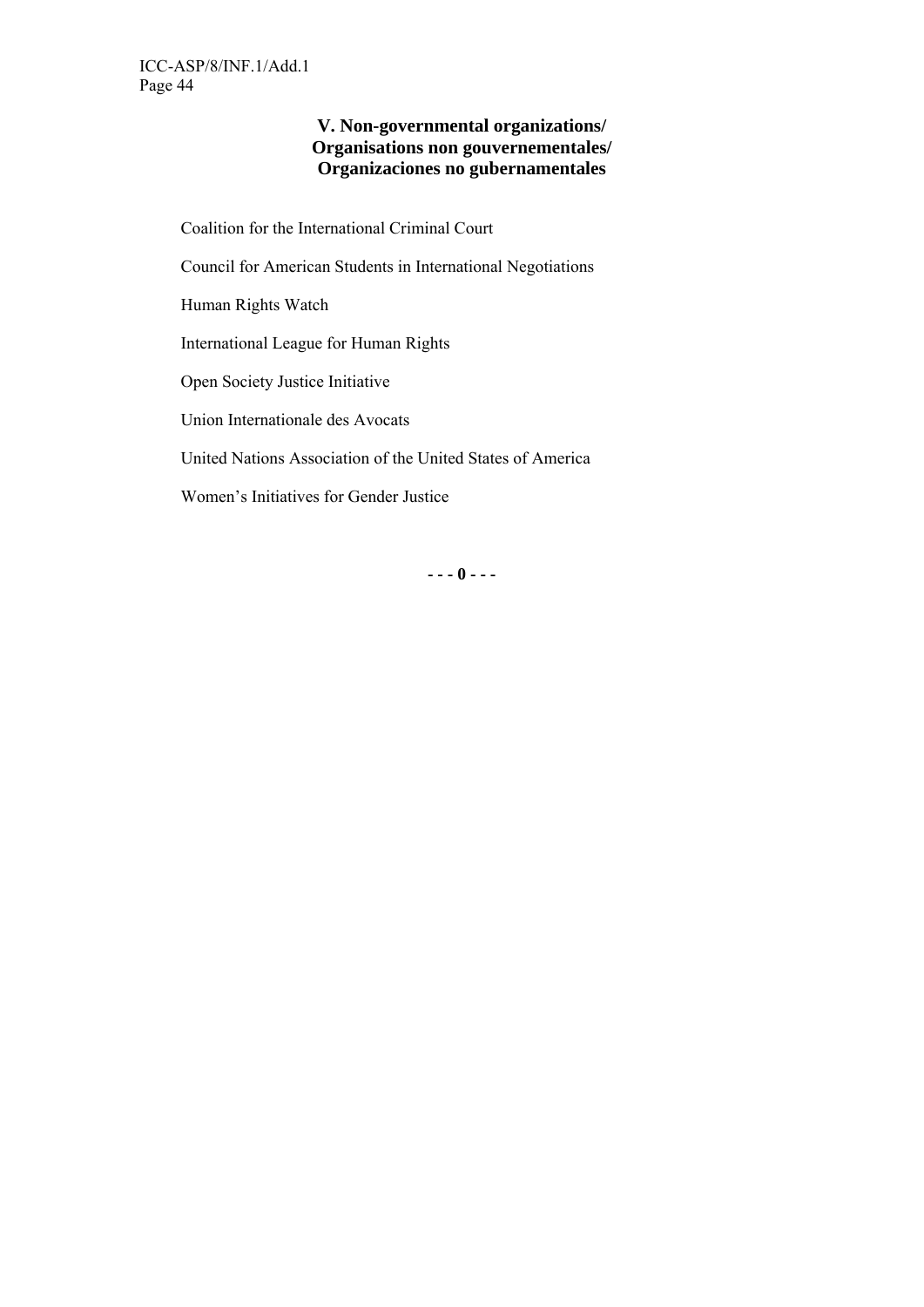## V. Non-governmental organizations/ Organisations non gouvernementales/ Organizaciones no gubernamentales

Coalition for the International Criminal Court

Council for American Students in International Negotiations

Human Rights Watch

International League for Human Rights

Open Society Justice Initiative

Union Internationale des Avocats

United Nations Association of the United States of America

Women's Initiatives for Gender Justice

**- - - 0 - - -**